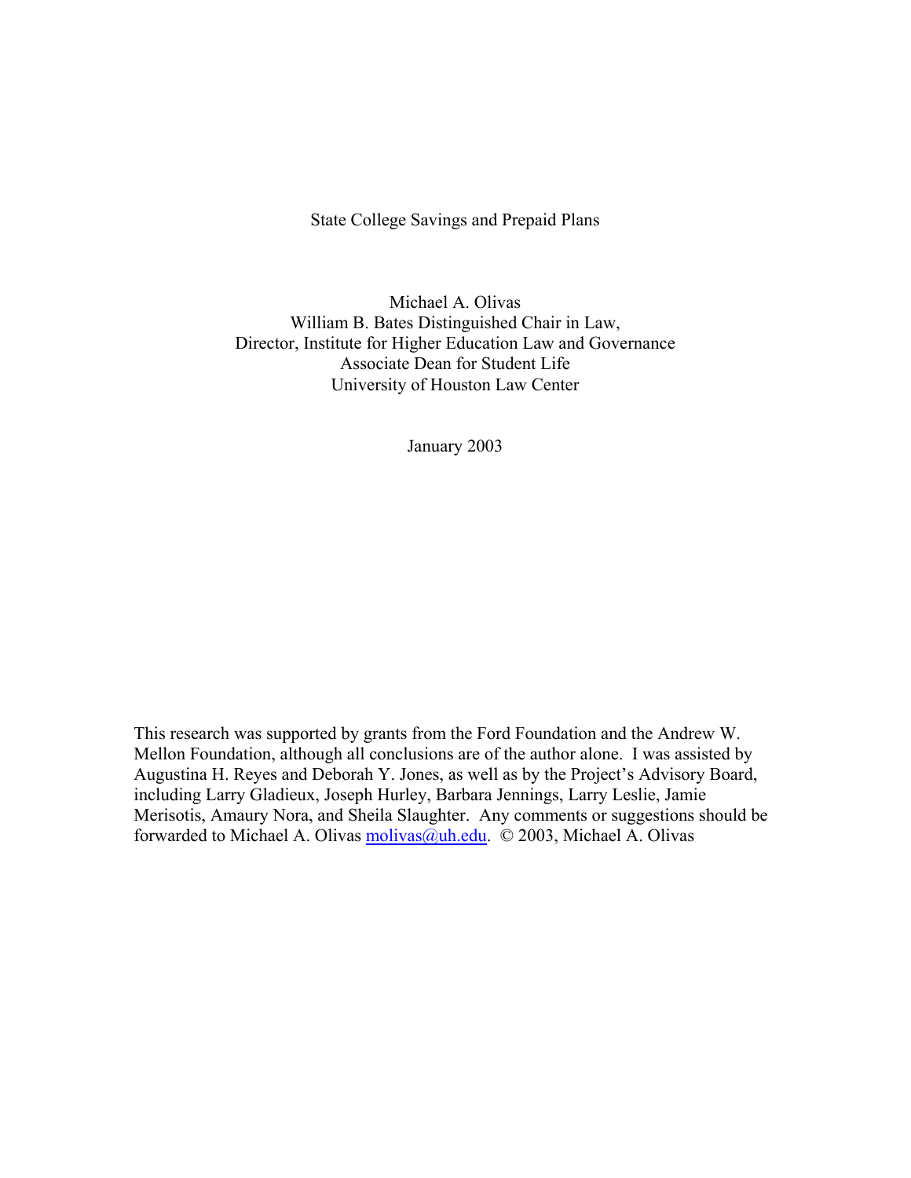# State College Savings and Prepaid Plans

Michael A. Olivas
William B. Bates Distinguished Chair in Law,
Director, Institute for Higher Education Law and Governance
Associate Dean for Student Life
University of Houston Law Center

January 2003

This research was supported by grants from the Ford Foundation and the Andrew W. Mellon Foundation, although all conclusions are of the author alone. I was assisted by Augustina H. Reyes and Deborah Y. Jones, as well as by the Project's Advisory Board, including Larry Gladieux, Joseph Hurley, Barbara Jennings, Larry Leslie, Jamie Merisotis, Amaury Nora, and Sheila Slaughter. Any comments or suggestions should be forwarded to Michael A. Olivas molivas@uh.edu. © 2003, Michael A. Olivas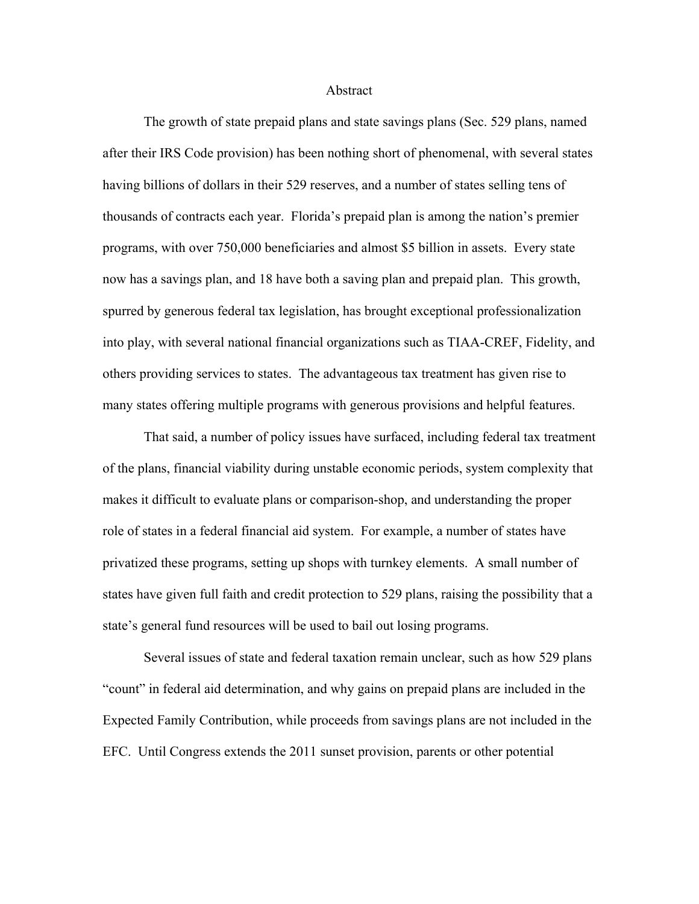# Abstract

The growth of state prepaid plans and state savings plans (Sec. 529 plans, named after their IRS Code provision) has been nothing short of phenomenal, with several states having billions of dollars in their 529 reserves, and a number of states selling tens of thousands of contracts each year. Florida's prepaid plan is among the nation's premier programs, with over 750,000 beneficiaries and almost $5 billion in assets. Every state now has a savings plan, and 18 have both a saving plan and prepaid plan. This growth, spurred by generous federal tax legislation, has brought exceptional professionalization into play, with several national financial organizations such as TIAA-CREF, Fidelity, and others providing services to states. The advantageous tax treatment has given rise to many states offering multiple programs with generous provisions and helpful features.

That said, a number of policy issues have surfaced, including federal tax treatment of the plans, financial viability during unstable economic periods, system complexity that makes it difficult to evaluate plans or comparison-shop, and understanding the proper role of states in a federal financial aid system. For example, a number of states have privatized these programs, setting up shops with turnkey elements. A small number of states have given full faith and credit protection to 529 plans, raising the possibility that a state's general fund resources will be used to bail out losing programs.

Several issues of state and federal taxation remain unclear, such as how 529 plans "count" in federal aid determination, and why gains on prepaid plans are included in the Expected Family Contribution, while proceeds from savings plans are not included in the EFC. Until Congress extends the 2011 sunset provision, parents or other potential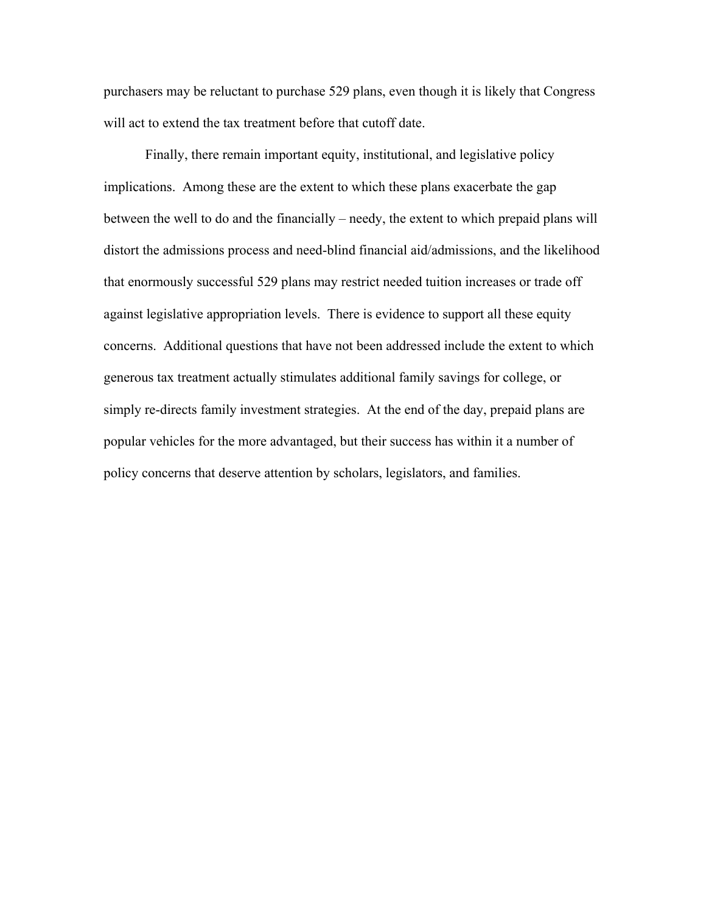purchasers may be reluctant to purchase 529 plans, even though it is likely that Congress will act to extend the tax treatment before that cutoff date.

Finally, there remain important equity, institutional, and legislative policy implications. Among these are the extent to which these plans exacerbate the gap between the well to do and the financially – needy, the extent to which prepaid plans will distort the admissions process and need-blind financial aid/admissions, and the likelihood that enormously successful 529 plans may restrict needed tuition increases or trade off against legislative appropriation levels. There is evidence to support all these equity concerns. Additional questions that have not been addressed include the extent to which generous tax treatment actually stimulates additional family savings for college, or simply re-directs family investment strategies. At the end of the day, prepaid plans are popular vehicles for the more advantaged, but their success has within it a number of policy concerns that deserve attention by scholars, legislators, and families.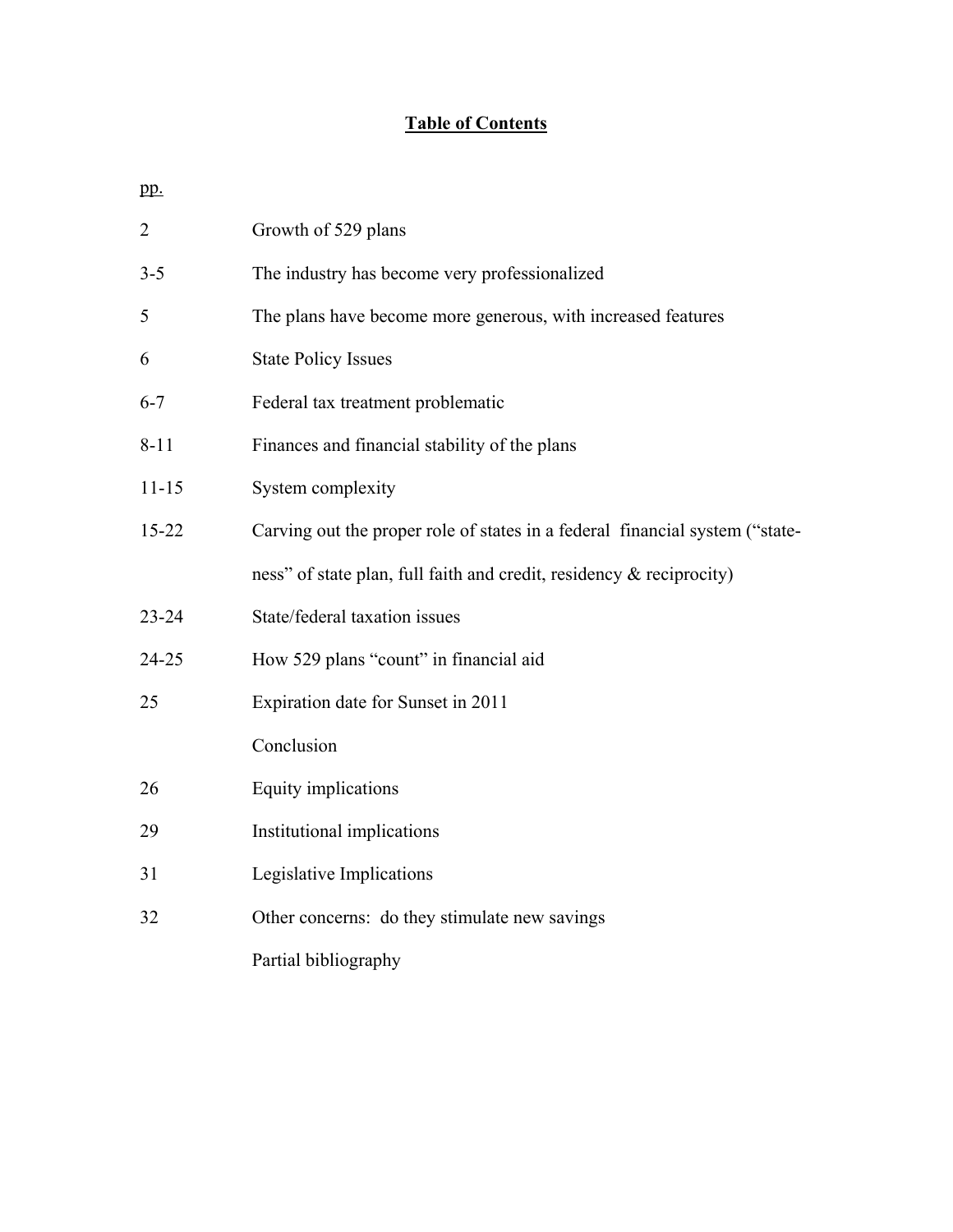# Table of Contents

| pp. | |
|---|---|
| 2 | Growth of 529 plans |
| 3-5 | The industry has become very professionalized |
| 5 | The plans have become more generous, with increased features |
| 6 | State Policy Issues |
| 6-7 | Federal tax treatment problematic |
| 8-11 | Finances and financial stability of the plans |
| 11-15 | System complexity |
| 15-22 | Carving out the proper role of states in a federal financial system ("state-ness" of state plan, full faith and credit, residency & reciprocity) |
| 23-24 | State/federal taxation issues |
| 24-25 | How 529 plans "count" in financial aid |
| 25 | Expiration date for Sunset in 2011 |
| | Conclusion |
| 26 | Equity implications |
| 29 | Institutional implications |
| 31 | Legislative Implications |
| 32 | Other concerns: do they stimulate new savings |
| | Partial bibliography |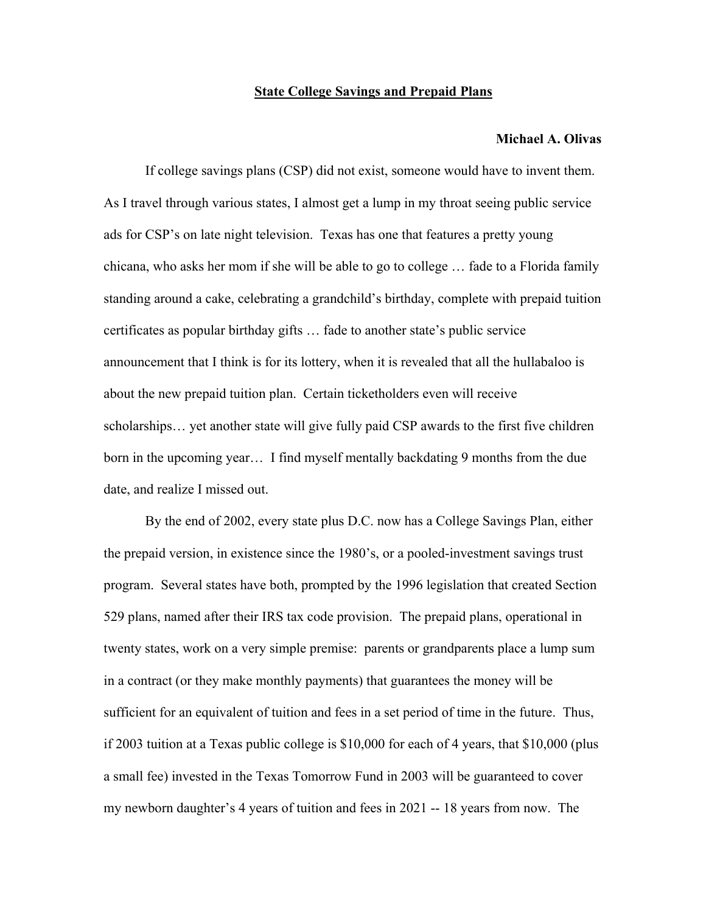## State College Savings and Prepaid Plans

**Michael A. Olivas**

If college savings plans (CSP) did not exist, someone would have to invent them. As I travel through various states, I almost get a lump in my throat seeing public service ads for CSP's on late night television. Texas has one that features a pretty young chicana, who asks her mom if she will be able to go to college … fade to a Florida family standing around a cake, celebrating a grandchild's birthday, complete with prepaid tuition certificates as popular birthday gifts … fade to another state's public service announcement that I think is for its lottery, when it is revealed that all the hullabaloo is about the new prepaid tuition plan. Certain ticketholders even will receive scholarships… yet another state will give fully paid CSP awards to the first five children born in the upcoming year… I find myself mentally backdating 9 months from the due date, and realize I missed out.

By the end of 2002, every state plus D.C. now has a College Savings Plan, either the prepaid version, in existence since the 1980's, or a pooled-investment savings trust program. Several states have both, prompted by the 1996 legislation that created Section 529 plans, named after their IRS tax code provision. The prepaid plans, operational in twenty states, work on a very simple premise: parents or grandparents place a lump sum in a contract (or they make monthly payments) that guarantees the money will be sufficient for an equivalent of tuition and fees in a set period of time in the future. Thus, if 2003 tuition at a Texas public college is $10,000 for each of 4 years, that $10,000 (plus a small fee) invested in the Texas Tomorrow Fund in 2003 will be guaranteed to cover my newborn daughter's 4 years of tuition and fees in 2021 -- 18 years from now. The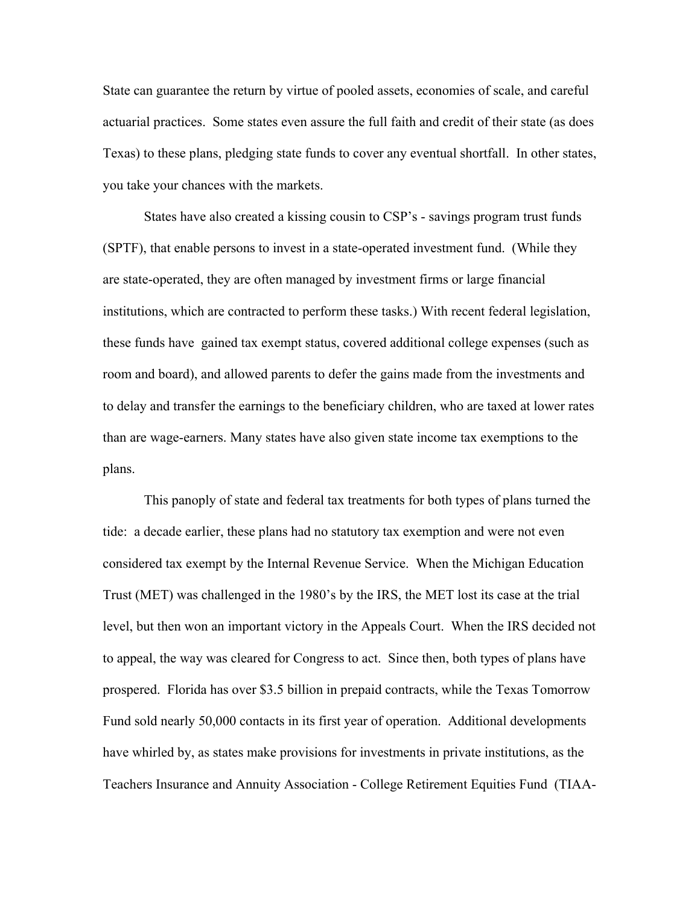State can guarantee the return by virtue of pooled assets, economies of scale, and careful actuarial practices. Some states even assure the full faith and credit of their state (as does Texas) to these plans, pledging state funds to cover any eventual shortfall. In other states, you take your chances with the markets.

States have also created a kissing cousin to CSP's - savings program trust funds (SPTF), that enable persons to invest in a state-operated investment fund. (While they are state-operated, they are often managed by investment firms or large financial institutions, which are contracted to perform these tasks.) With recent federal legislation, these funds have gained tax exempt status, covered additional college expenses (such as room and board), and allowed parents to defer the gains made from the investments and to delay and transfer the earnings to the beneficiary children, who are taxed at lower rates than are wage-earners. Many states have also given state income tax exemptions to the plans.

This panoply of state and federal tax treatments for both types of plans turned the tide: a decade earlier, these plans had no statutory tax exemption and were not even considered tax exempt by the Internal Revenue Service. When the Michigan Education Trust (MET) was challenged in the 1980's by the IRS, the MET lost its case at the trial level, but then won an important victory in the Appeals Court. When the IRS decided not to appeal, the way was cleared for Congress to act. Since then, both types of plans have prospered. Florida has over $3.5 billion in prepaid contracts, while the Texas Tomorrow Fund sold nearly 50,000 contacts in its first year of operation. Additional developments have whirled by, as states make provisions for investments in private institutions, as the Teachers Insurance and Annuity Association - College Retirement Equities Fund (TIAA-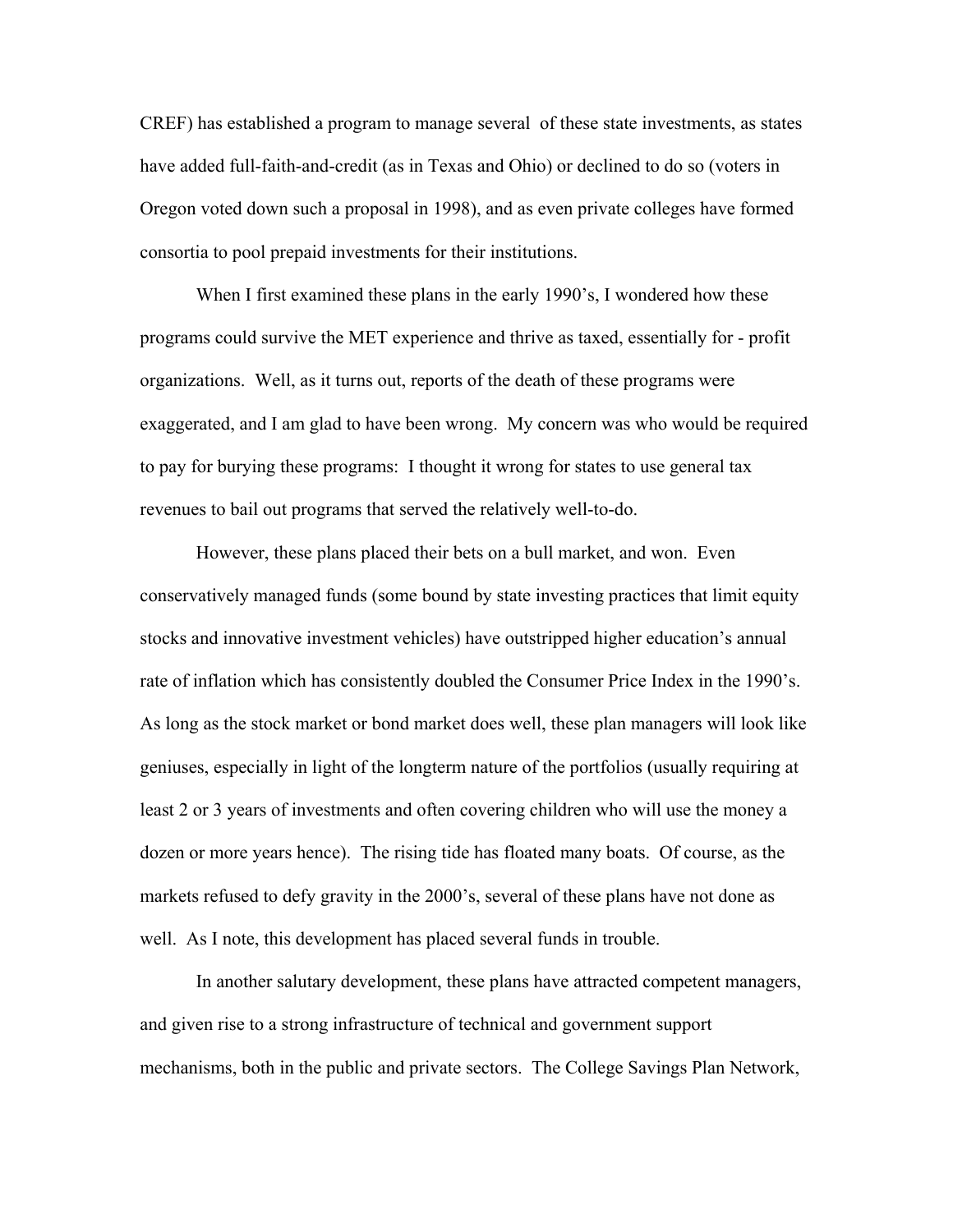CREF) has established a program to manage several of these state investments, as states have added full-faith-and-credit (as in Texas and Ohio) or declined to do so (voters in Oregon voted down such a proposal in 1998), and as even private colleges have formed consortia to pool prepaid investments for their institutions.

When I first examined these plans in the early 1990's, I wondered how these programs could survive the MET experience and thrive as taxed, essentially for - profit organizations. Well, as it turns out, reports of the death of these programs were exaggerated, and I am glad to have been wrong. My concern was who would be required to pay for burying these programs: I thought it wrong for states to use general tax revenues to bail out programs that served the relatively well-to-do.

However, these plans placed their bets on a bull market, and won. Even conservatively managed funds (some bound by state investing practices that limit equity stocks and innovative investment vehicles) have outstripped higher education's annual rate of inflation which has consistently doubled the Consumer Price Index in the 1990's. As long as the stock market or bond market does well, these plan managers will look like geniuses, especially in light of the longterm nature of the portfolios (usually requiring at least 2 or 3 years of investments and often covering children who will use the money a dozen or more years hence). The rising tide has floated many boats. Of course, as the markets refused to defy gravity in the 2000's, several of these plans have not done as well. As I note, this development has placed several funds in trouble.

In another salutary development, these plans have attracted competent managers, and given rise to a strong infrastructure of technical and government support mechanisms, both in the public and private sectors. The College Savings Plan Network,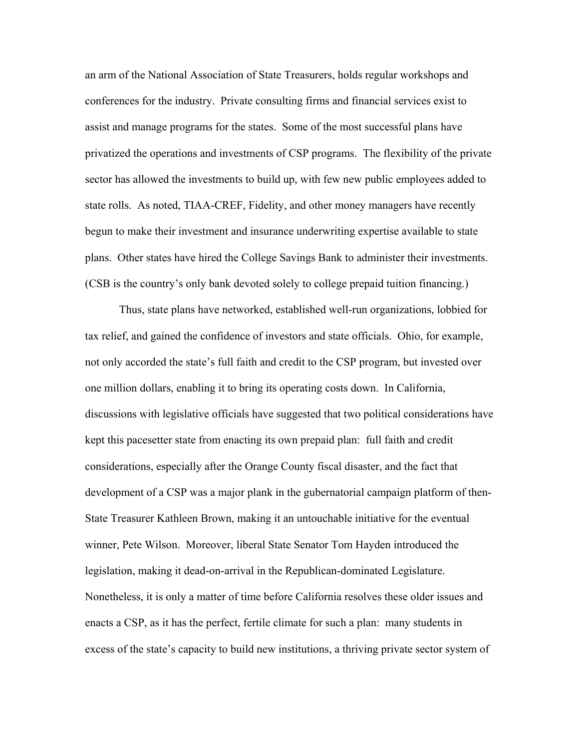an arm of the National Association of State Treasurers, holds regular workshops and conferences for the industry. Private consulting firms and financial services exist to assist and manage programs for the states. Some of the most successful plans have privatized the operations and investments of CSP programs. The flexibility of the private sector has allowed the investments to build up, with few new public employees added to state rolls. As noted, TIAA-CREF, Fidelity, and other money managers have recently begun to make their investment and insurance underwriting expertise available to state plans. Other states have hired the College Savings Bank to administer their investments. (CSB is the country's only bank devoted solely to college prepaid tuition financing.)

Thus, state plans have networked, established well-run organizations, lobbied for tax relief, and gained the confidence of investors and state officials. Ohio, for example, not only accorded the state's full faith and credit to the CSP program, but invested over one million dollars, enabling it to bring its operating costs down. In California, discussions with legislative officials have suggested that two political considerations have kept this pacesetter state from enacting its own prepaid plan: full faith and credit considerations, especially after the Orange County fiscal disaster, and the fact that development of a CSP was a major plank in the gubernatorial campaign platform of then-State Treasurer Kathleen Brown, making it an untouchable initiative for the eventual winner, Pete Wilson. Moreover, liberal State Senator Tom Hayden introduced the legislation, making it dead-on-arrival in the Republican-dominated Legislature. Nonetheless, it is only a matter of time before California resolves these older issues and enacts a CSP, as it has the perfect, fertile climate for such a plan: many students in excess of the state's capacity to build new institutions, a thriving private sector system of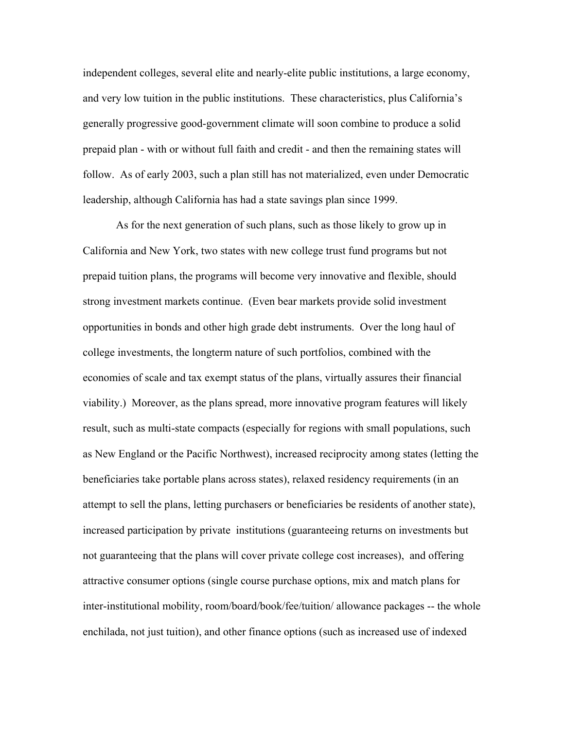independent colleges, several elite and nearly-elite public institutions, a large economy, and very low tuition in the public institutions. These characteristics, plus California's generally progressive good-government climate will soon combine to produce a solid prepaid plan - with or without full faith and credit - and then the remaining states will follow. As of early 2003, such a plan still has not materialized, even under Democratic leadership, although California has had a state savings plan since 1999.

As for the next generation of such plans, such as those likely to grow up in California and New York, two states with new college trust fund programs but not prepaid tuition plans, the programs will become very innovative and flexible, should strong investment markets continue. (Even bear markets provide solid investment opportunities in bonds and other high grade debt instruments. Over the long haul of college investments, the longterm nature of such portfolios, combined with the economies of scale and tax exempt status of the plans, virtually assures their financial viability.) Moreover, as the plans spread, more innovative program features will likely result, such as multi-state compacts (especially for regions with small populations, such as New England or the Pacific Northwest), increased reciprocity among states (letting the beneficiaries take portable plans across states), relaxed residency requirements (in an attempt to sell the plans, letting purchasers or beneficiaries be residents of another state), increased participation by private institutions (guaranteeing returns on investments but not guaranteeing that the plans will cover private college cost increases), and offering attractive consumer options (single course purchase options, mix and match plans for inter-institutional mobility, room/board/book/fee/tuition/ allowance packages -- the whole enchilada, not just tuition), and other finance options (such as increased use of indexed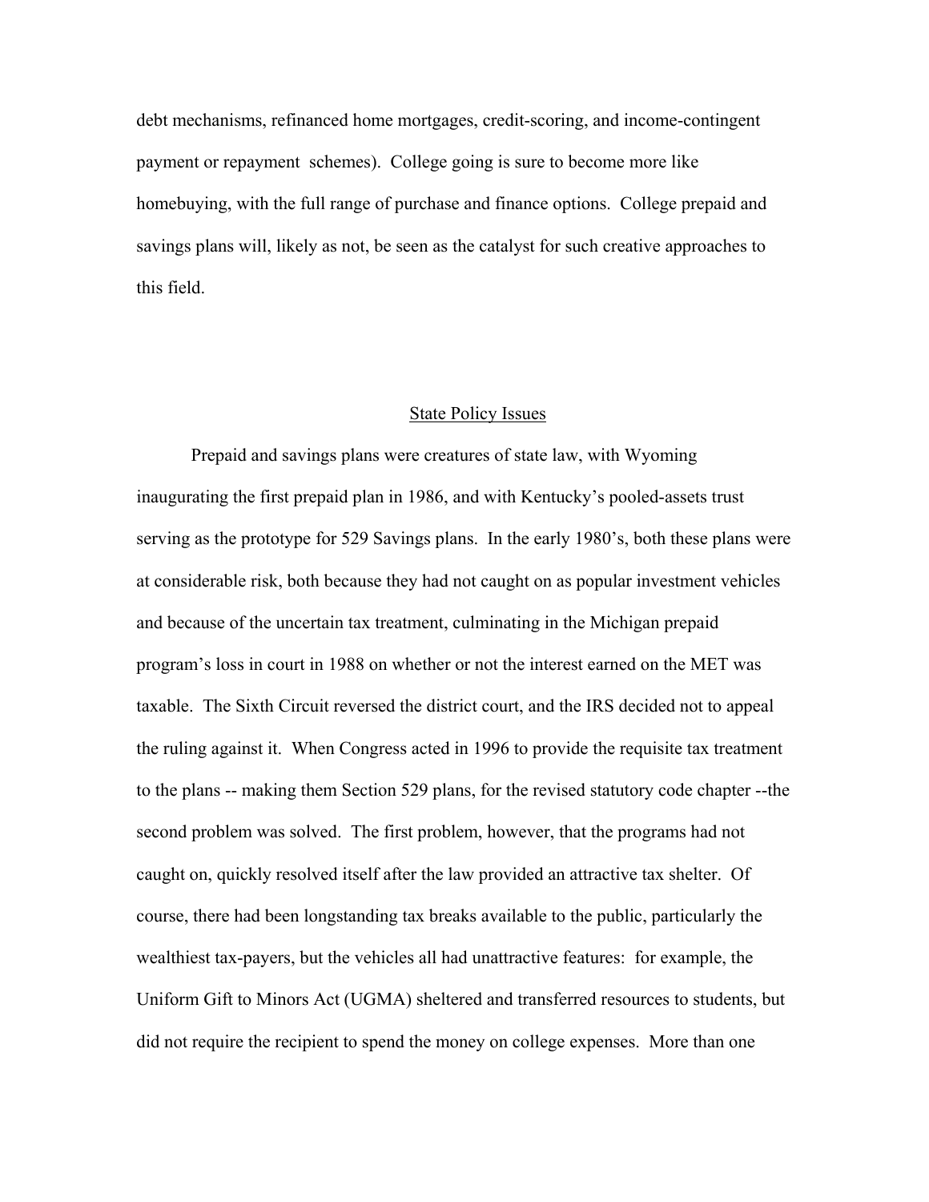debt mechanisms, refinanced home mortgages, credit-scoring, and income-contingent payment or repayment schemes). College going is sure to become more like homebuying, with the full range of purchase and finance options. College prepaid and savings plans will, likely as not, be seen as the catalyst for such creative approaches to this field.

## State Policy Issues

Prepaid and savings plans were creatures of state law, with Wyoming inaugurating the first prepaid plan in 1986, and with Kentucky's pooled-assets trust serving as the prototype for 529 Savings plans. In the early 1980's, both these plans were at considerable risk, both because they had not caught on as popular investment vehicles and because of the uncertain tax treatment, culminating in the Michigan prepaid program's loss in court in 1988 on whether or not the interest earned on the MET was taxable. The Sixth Circuit reversed the district court, and the IRS decided not to appeal the ruling against it. When Congress acted in 1996 to provide the requisite tax treatment to the plans -- making them Section 529 plans, for the revised statutory code chapter --the second problem was solved. The first problem, however, that the programs had not caught on, quickly resolved itself after the law provided an attractive tax shelter. Of course, there had been longstanding tax breaks available to the public, particularly the wealthiest tax-payers, but the vehicles all had unattractive features: for example, the Uniform Gift to Minors Act (UGMA) sheltered and transferred resources to students, but did not require the recipient to spend the money on college expenses. More than one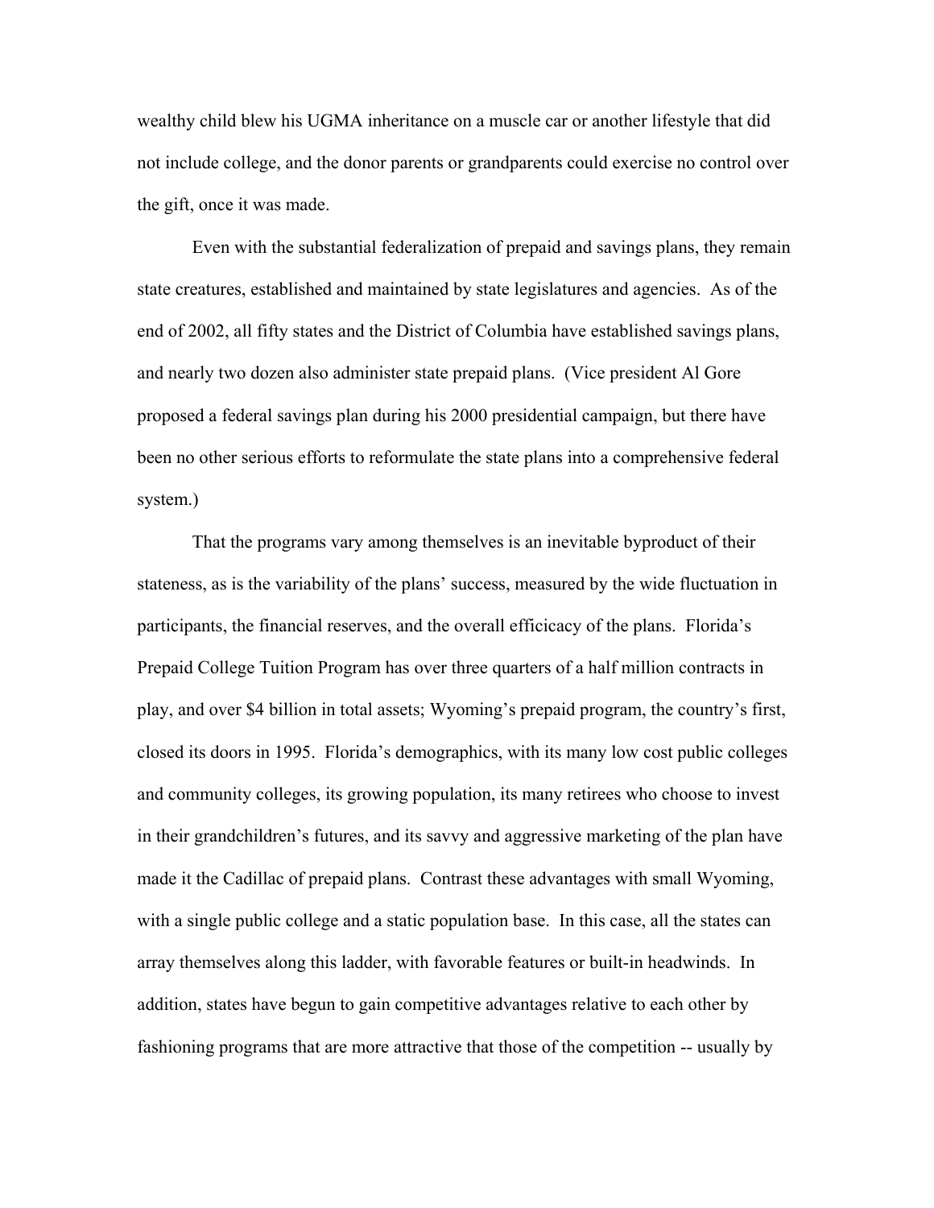wealthy child blew his UGMA inheritance on a muscle car or another lifestyle that did not include college, and the donor parents or grandparents could exercise no control over the gift, once it was made.

Even with the substantial federalization of prepaid and savings plans, they remain state creatures, established and maintained by state legislatures and agencies. As of the end of 2002, all fifty states and the District of Columbia have established savings plans, and nearly two dozen also administer state prepaid plans. (Vice president Al Gore proposed a federal savings plan during his 2000 presidential campaign, but there have been no other serious efforts to reformulate the state plans into a comprehensive federal system.)

That the programs vary among themselves is an inevitable byproduct of their stateness, as is the variability of the plans' success, measured by the wide fluctuation in participants, the financial reserves, and the overall efficicacy of the plans. Florida's Prepaid College Tuition Program has over three quarters of a half million contracts in play, and over $4 billion in total assets; Wyoming's prepaid program, the country's first, closed its doors in 1995. Florida's demographics, with its many low cost public colleges and community colleges, its growing population, its many retirees who choose to invest in their grandchildren's futures, and its savvy and aggressive marketing of the plan have made it the Cadillac of prepaid plans. Contrast these advantages with small Wyoming, with a single public college and a static population base. In this case, all the states can array themselves along this ladder, with favorable features or built-in headwinds. In addition, states have begun to gain competitive advantages relative to each other by fashioning programs that are more attractive that those of the competition -- usually by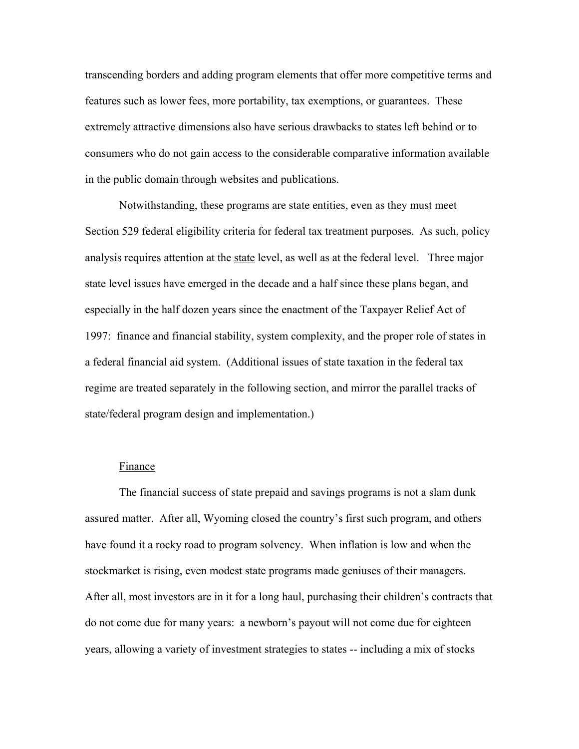transcending borders and adding program elements that offer more competitive terms and features such as lower fees, more portability, tax exemptions, or guarantees. These extremely attractive dimensions also have serious drawbacks to states left behind or to consumers who do not gain access to the considerable comparative information available in the public domain through websites and publications.

Notwithstanding, these programs are state entities, even as they must meet Section 529 federal eligibility criteria for federal tax treatment purposes. As such, policy analysis requires attention at the <u>state</u> level, as well as at the federal level. Three major state level issues have emerged in the decade and a half since these plans began, and especially in the half dozen years since the enactment of the Taxpayer Relief Act of 1997: finance and financial stability, system complexity, and the proper role of states in a federal financial aid system. (Additional issues of state taxation in the federal tax regime are treated separately in the following section, and mirror the parallel tracks of state/federal program design and implementation.)

### Finance

The financial success of state prepaid and savings programs is not a slam dunk assured matter. After all, Wyoming closed the country's first such program, and others have found it a rocky road to program solvency. When inflation is low and when the stockmarket is rising, even modest state programs made geniuses of their managers. After all, most investors are in it for a long haul, purchasing their children's contracts that do not come due for many years: a newborn's payout will not come due for eighteen years, allowing a variety of investment strategies to states -- including a mix of stocks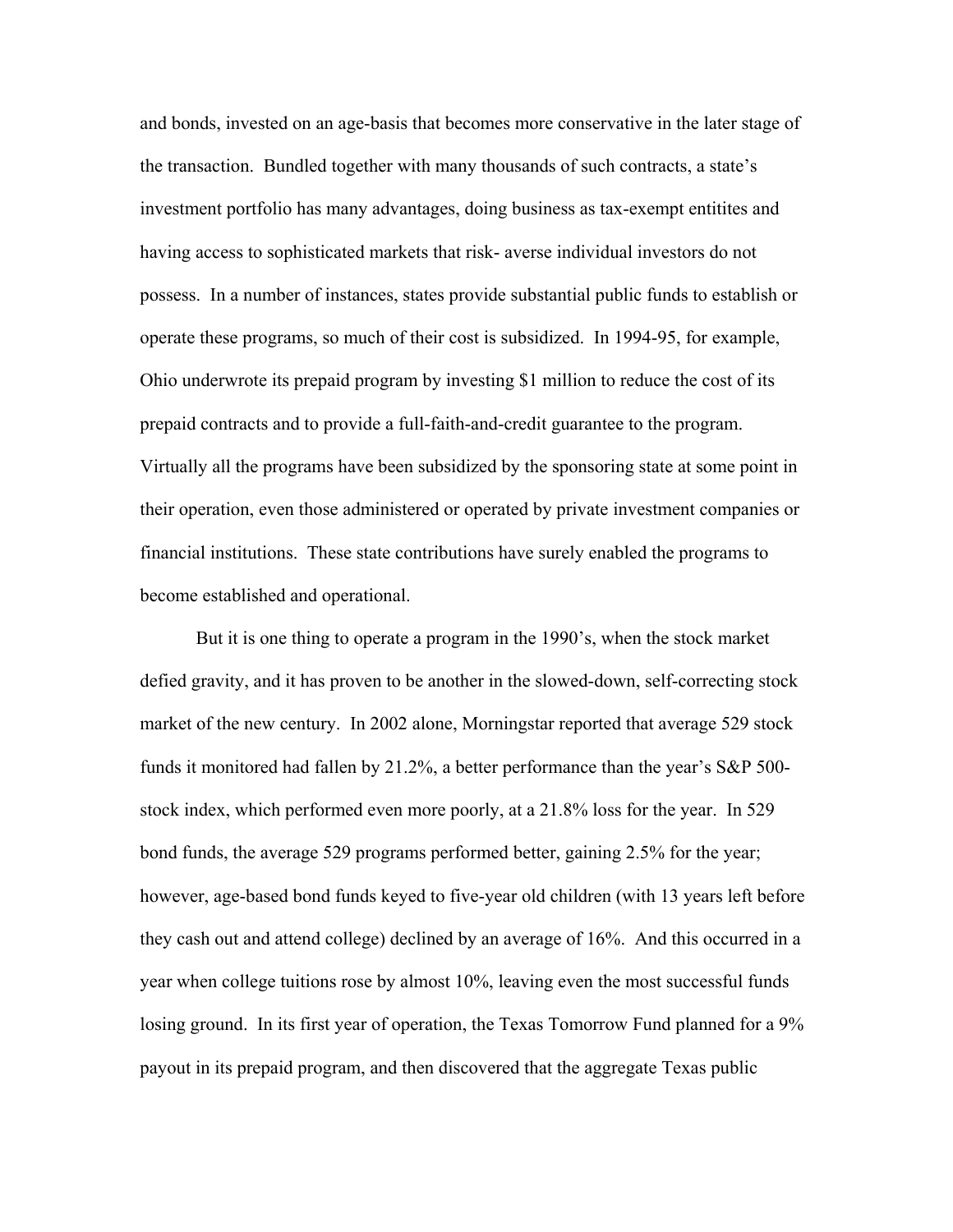and bonds, invested on an age-basis that becomes more conservative in the later stage of the transaction. Bundled together with many thousands of such contracts, a state's investment portfolio has many advantages, doing business as tax-exempt entitites and having access to sophisticated markets that risk- averse individual investors do not possess. In a number of instances, states provide substantial public funds to establish or operate these programs, so much of their cost is subsidized. In 1994-95, for example, Ohio underwrote its prepaid program by investing $1 million to reduce the cost of its prepaid contracts and to provide a full-faith-and-credit guarantee to the program. Virtually all the programs have been subsidized by the sponsoring state at some point in their operation, even those administered or operated by private investment companies or financial institutions. These state contributions have surely enabled the programs to become established and operational.

But it is one thing to operate a program in the 1990's, when the stock market defied gravity, and it has proven to be another in the slowed-down, self-correcting stock market of the new century. In 2002 alone, Morningstar reported that average 529 stock funds it monitored had fallen by 21.2%, a better performance than the year's S&P 500-stock index, which performed even more poorly, at a 21.8% loss for the year. In 529 bond funds, the average 529 programs performed better, gaining 2.5% for the year; however, age-based bond funds keyed to five-year old children (with 13 years left before they cash out and attend college) declined by an average of 16%. And this occurred in a year when college tuitions rose by almost 10%, leaving even the most successful funds losing ground. In its first year of operation, the Texas Tomorrow Fund planned for a 9% payout in its prepaid program, and then discovered that the aggregate Texas public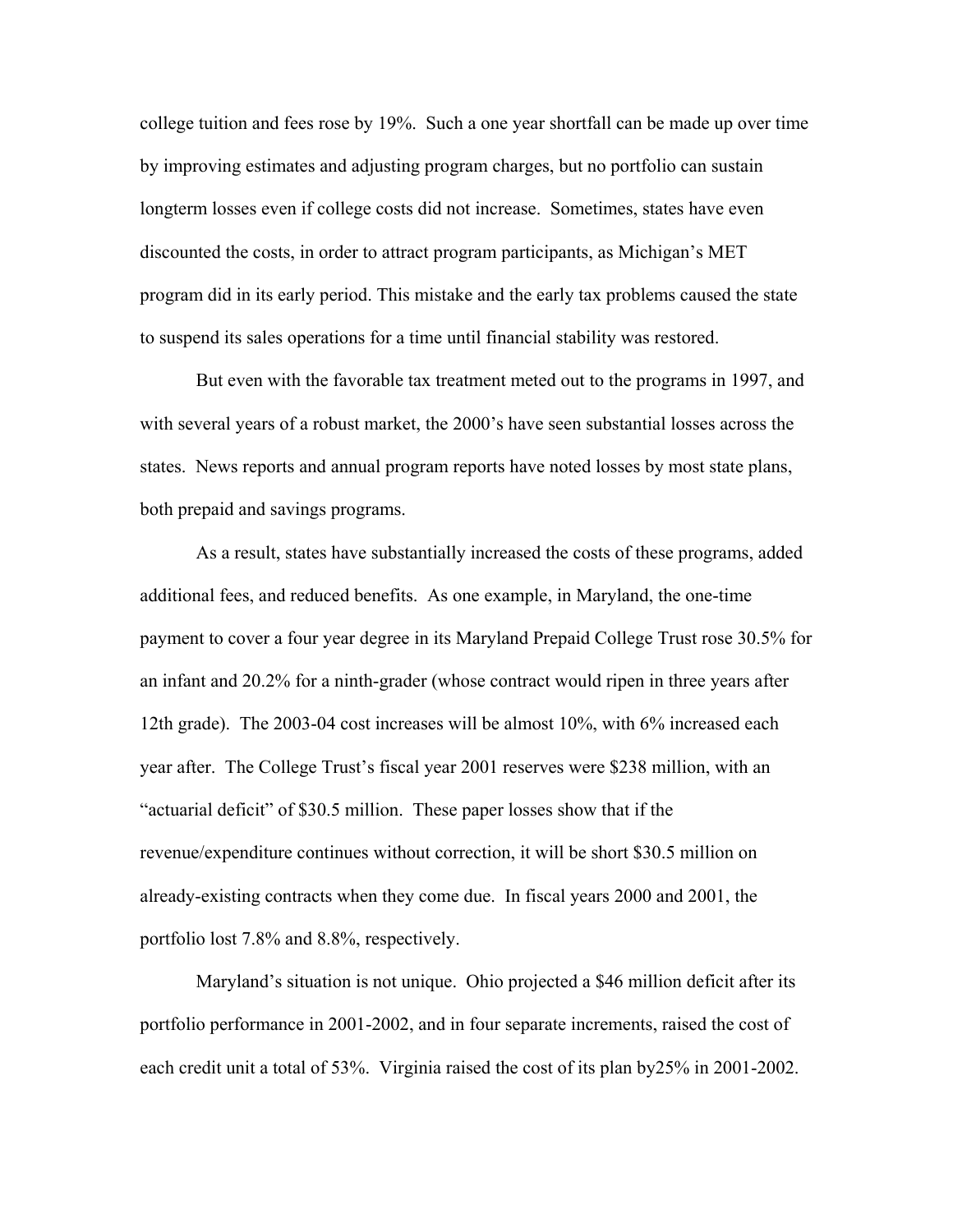college tuition and fees rose by 19%. Such a one year shortfall can be made up over time by improving estimates and adjusting program charges, but no portfolio can sustain longterm losses even if college costs did not increase. Sometimes, states have even discounted the costs, in order to attract program participants, as Michigan's MET program did in its early period. This mistake and the early tax problems caused the state to suspend its sales operations for a time until financial stability was restored.

But even with the favorable tax treatment meted out to the programs in 1997, and with several years of a robust market, the 2000's have seen substantial losses across the states. News reports and annual program reports have noted losses by most state plans, both prepaid and savings programs.

As a result, states have substantially increased the costs of these programs, added additional fees, and reduced benefits. As one example, in Maryland, the one-time payment to cover a four year degree in its Maryland Prepaid College Trust rose 30.5% for an infant and 20.2% for a ninth-grader (whose contract would ripen in three years after 12th grade). The 2003-04 cost increases will be almost 10%, with 6% increased each year after. The College Trust's fiscal year 2001 reserves were $238 million, with an "actuarial deficit" of $30.5 million. These paper losses show that if the revenue/expenditure continues without correction, it will be short $30.5 million on already-existing contracts when they come due. In fiscal years 2000 and 2001, the portfolio lost 7.8% and 8.8%, respectively.

Maryland's situation is not unique. Ohio projected a $46 million deficit after its portfolio performance in 2001-2002, and in four separate increments, raised the cost of each credit unit a total of 53%. Virginia raised the cost of its plan by25% in 2001-2002.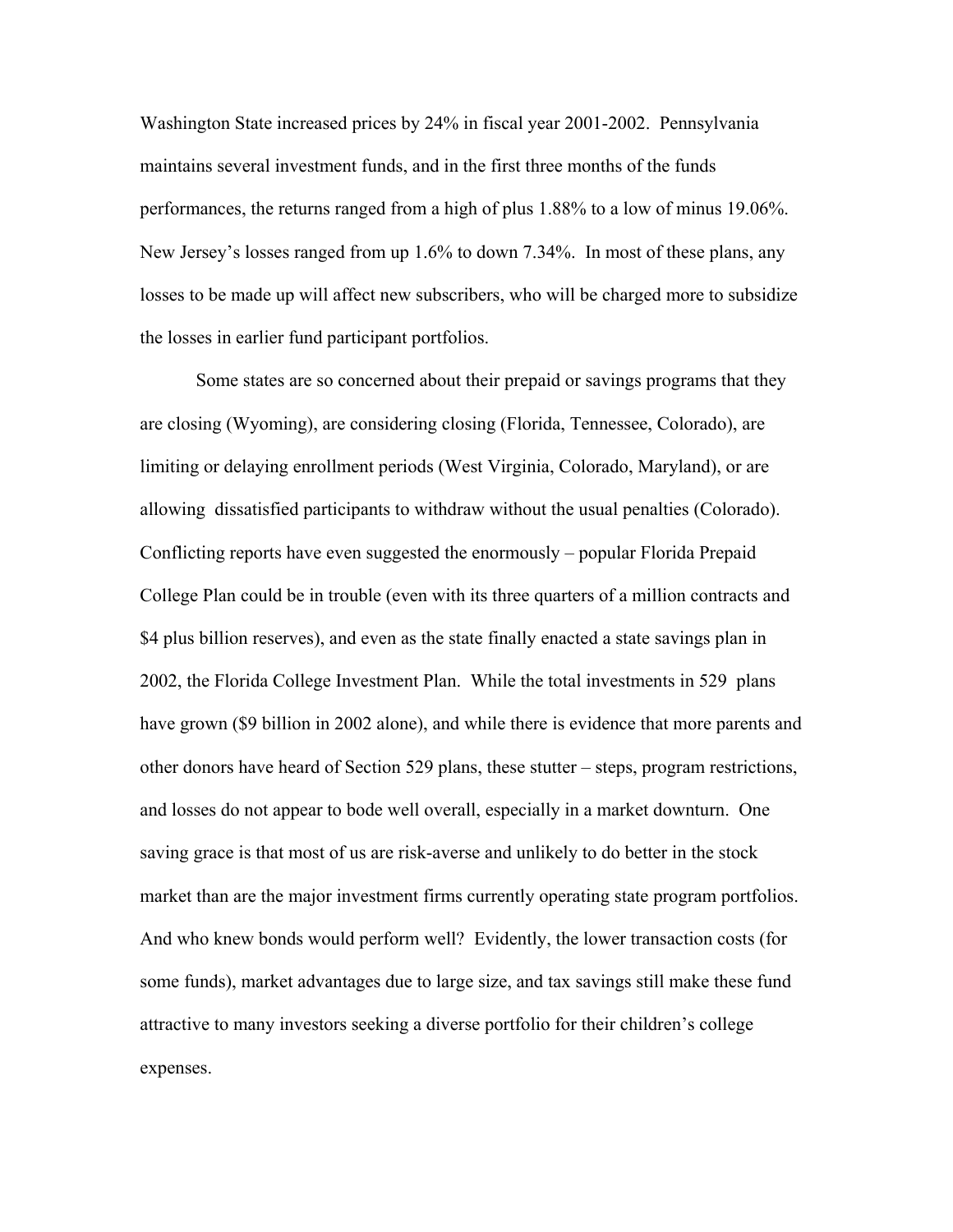Washington State increased prices by 24% in fiscal year 2001-2002. Pennsylvania maintains several investment funds, and in the first three months of the funds performances, the returns ranged from a high of plus 1.88% to a low of minus 19.06%. New Jersey's losses ranged from up 1.6% to down 7.34%. In most of these plans, any losses to be made up will affect new subscribers, who will be charged more to subsidize the losses in earlier fund participant portfolios.

Some states are so concerned about their prepaid or savings programs that they are closing (Wyoming), are considering closing (Florida, Tennessee, Colorado), are limiting or delaying enrollment periods (West Virginia, Colorado, Maryland), or are allowing dissatisfied participants to withdraw without the usual penalties (Colorado). Conflicting reports have even suggested the enormously – popular Florida Prepaid College Plan could be in trouble (even with its three quarters of a million contracts and $4 plus billion reserves), and even as the state finally enacted a state savings plan in 2002, the Florida College Investment Plan. While the total investments in 529 plans have grown ($9 billion in 2002 alone), and while there is evidence that more parents and other donors have heard of Section 529 plans, these stutter – steps, program restrictions, and losses do not appear to bode well overall, especially in a market downturn. One saving grace is that most of us are risk-averse and unlikely to do better in the stock market than are the major investment firms currently operating state program portfolios. And who knew bonds would perform well? Evidently, the lower transaction costs (for some funds), market advantages due to large size, and tax savings still make these fund attractive to many investors seeking a diverse portfolio for their children's college expenses.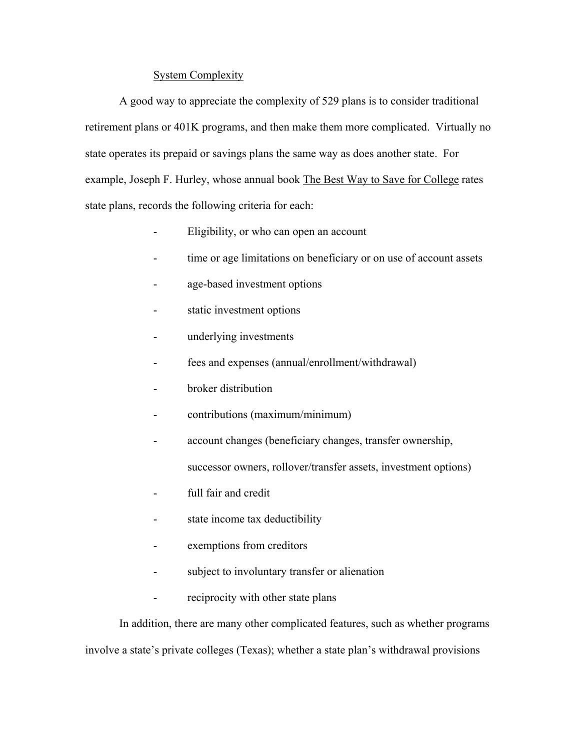System Complexity

A good way to appreciate the complexity of 529 plans is to consider traditional retirement plans or 401K programs, and then make them more complicated. Virtually no state operates its prepaid or savings plans the same way as does another state. For example, Joseph F. Hurley, whose annual book The Best Way to Save for College rates state plans, records the following criteria for each:

- Eligibility, or who can open an account
- time or age limitations on beneficiary or on use of account assets
- age-based investment options
- static investment options
- underlying investments
- fees and expenses (annual/enrollment/withdrawal)
- broker distribution
- contributions (maximum/minimum)
- account changes (beneficiary changes, transfer ownership, successor owners, rollover/transfer assets, investment options)
- full fair and credit
- state income tax deductibility
- exemptions from creditors
- subject to involuntary transfer or alienation
- reciprocity with other state plans

In addition, there are many other complicated features, such as whether programs involve a state's private colleges (Texas); whether a state plan's withdrawal provisions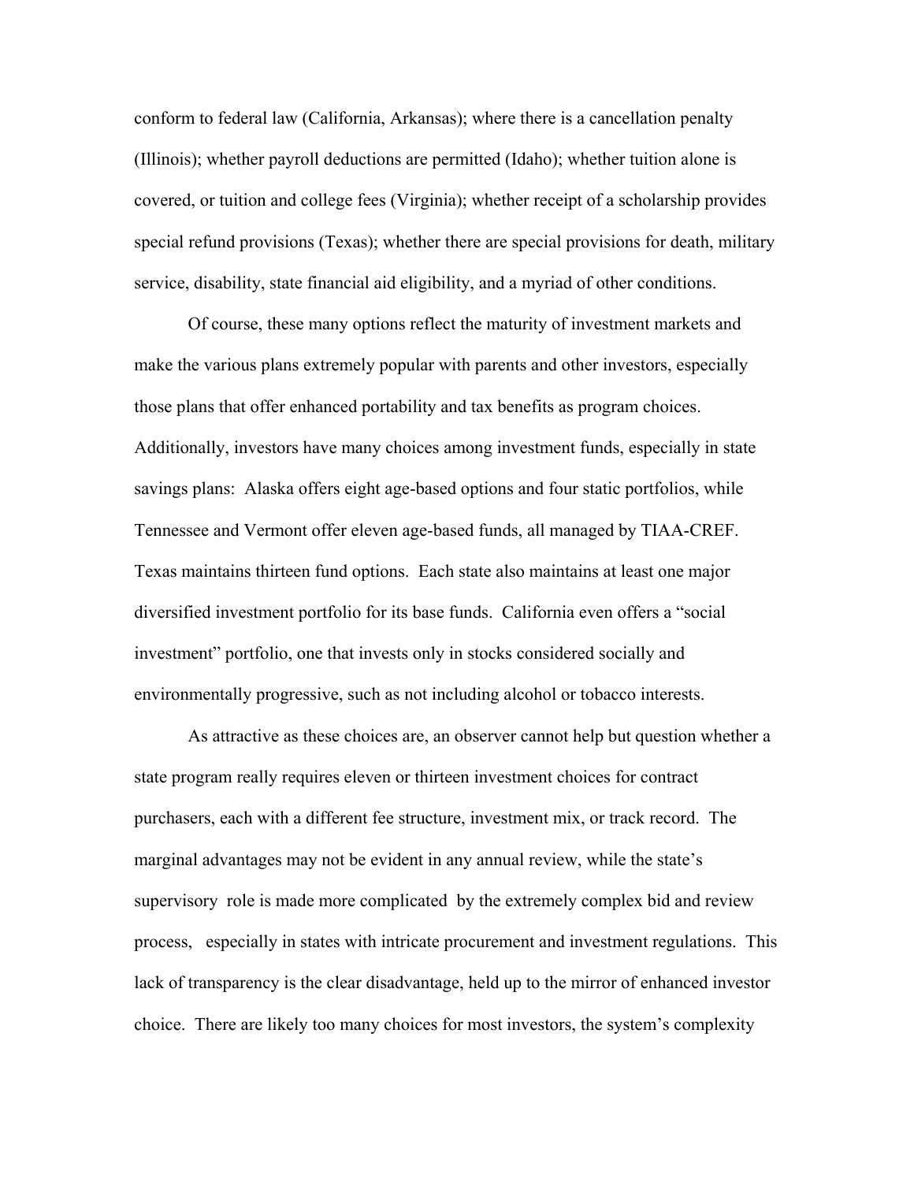conform to federal law (California, Arkansas); where there is a cancellation penalty (Illinois); whether payroll deductions are permitted (Idaho); whether tuition alone is covered, or tuition and college fees (Virginia); whether receipt of a scholarship provides special refund provisions (Texas); whether there are special provisions for death, military service, disability, state financial aid eligibility, and a myriad of other conditions.

Of course, these many options reflect the maturity of investment markets and make the various plans extremely popular with parents and other investors, especially those plans that offer enhanced portability and tax benefits as program choices. Additionally, investors have many choices among investment funds, especially in state savings plans: Alaska offers eight age-based options and four static portfolios, while Tennessee and Vermont offer eleven age-based funds, all managed by TIAA-CREF. Texas maintains thirteen fund options. Each state also maintains at least one major diversified investment portfolio for its base funds. California even offers a "social investment" portfolio, one that invests only in stocks considered socially and environmentally progressive, such as not including alcohol or tobacco interests.

As attractive as these choices are, an observer cannot help but question whether a state program really requires eleven or thirteen investment choices for contract purchasers, each with a different fee structure, investment mix, or track record. The marginal advantages may not be evident in any annual review, while the state's supervisory role is made more complicated by the extremely complex bid and review process, especially in states with intricate procurement and investment regulations. This lack of transparency is the clear disadvantage, held up to the mirror of enhanced investor choice. There are likely too many choices for most investors, the system's complexity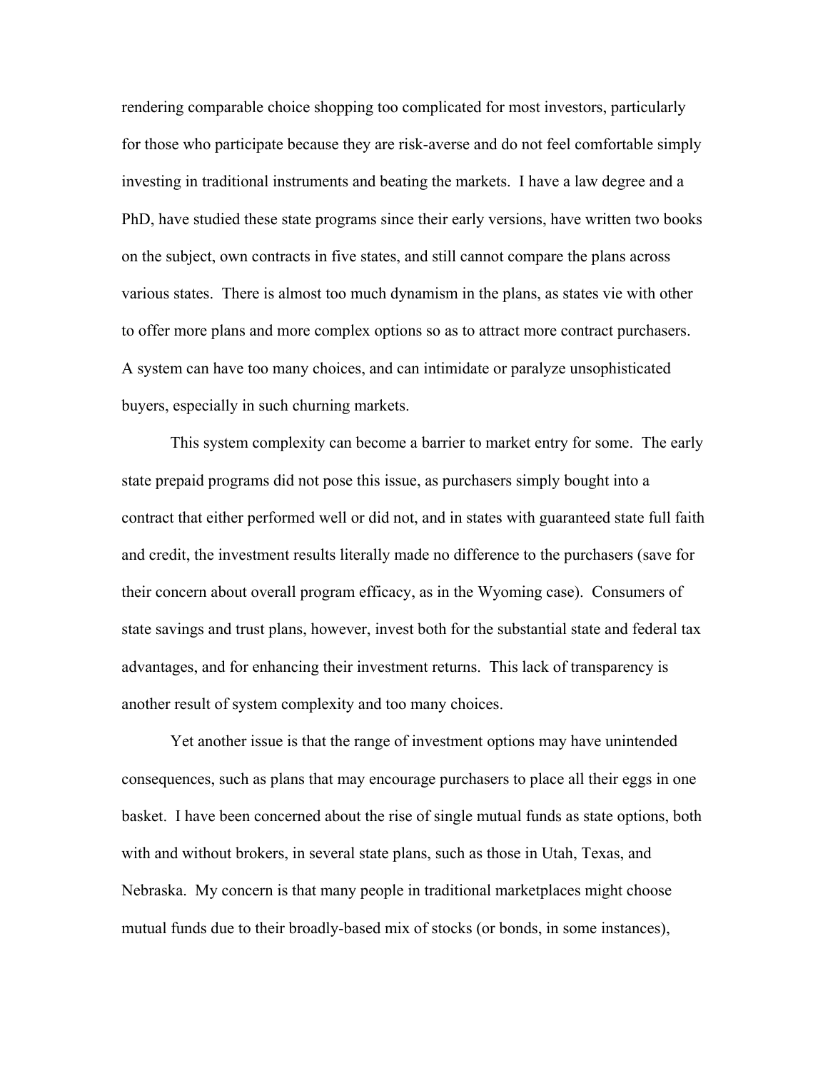rendering comparable choice shopping too complicated for most investors, particularly for those who participate because they are risk-averse and do not feel comfortable simply investing in traditional instruments and beating the markets. I have a law degree and a PhD, have studied these state programs since their early versions, have written two books on the subject, own contracts in five states, and still cannot compare the plans across various states. There is almost too much dynamism in the plans, as states vie with other to offer more plans and more complex options so as to attract more contract purchasers. A system can have too many choices, and can intimidate or paralyze unsophisticated buyers, especially in such churning markets.

This system complexity can become a barrier to market entry for some. The early state prepaid programs did not pose this issue, as purchasers simply bought into a contract that either performed well or did not, and in states with guaranteed state full faith and credit, the investment results literally made no difference to the purchasers (save for their concern about overall program efficacy, as in the Wyoming case). Consumers of state savings and trust plans, however, invest both for the substantial state and federal tax advantages, and for enhancing their investment returns. This lack of transparency is another result of system complexity and too many choices.

Yet another issue is that the range of investment options may have unintended consequences, such as plans that may encourage purchasers to place all their eggs in one basket. I have been concerned about the rise of single mutual funds as state options, both with and without brokers, in several state plans, such as those in Utah, Texas, and Nebraska. My concern is that many people in traditional marketplaces might choose mutual funds due to their broadly-based mix of stocks (or bonds, in some instances),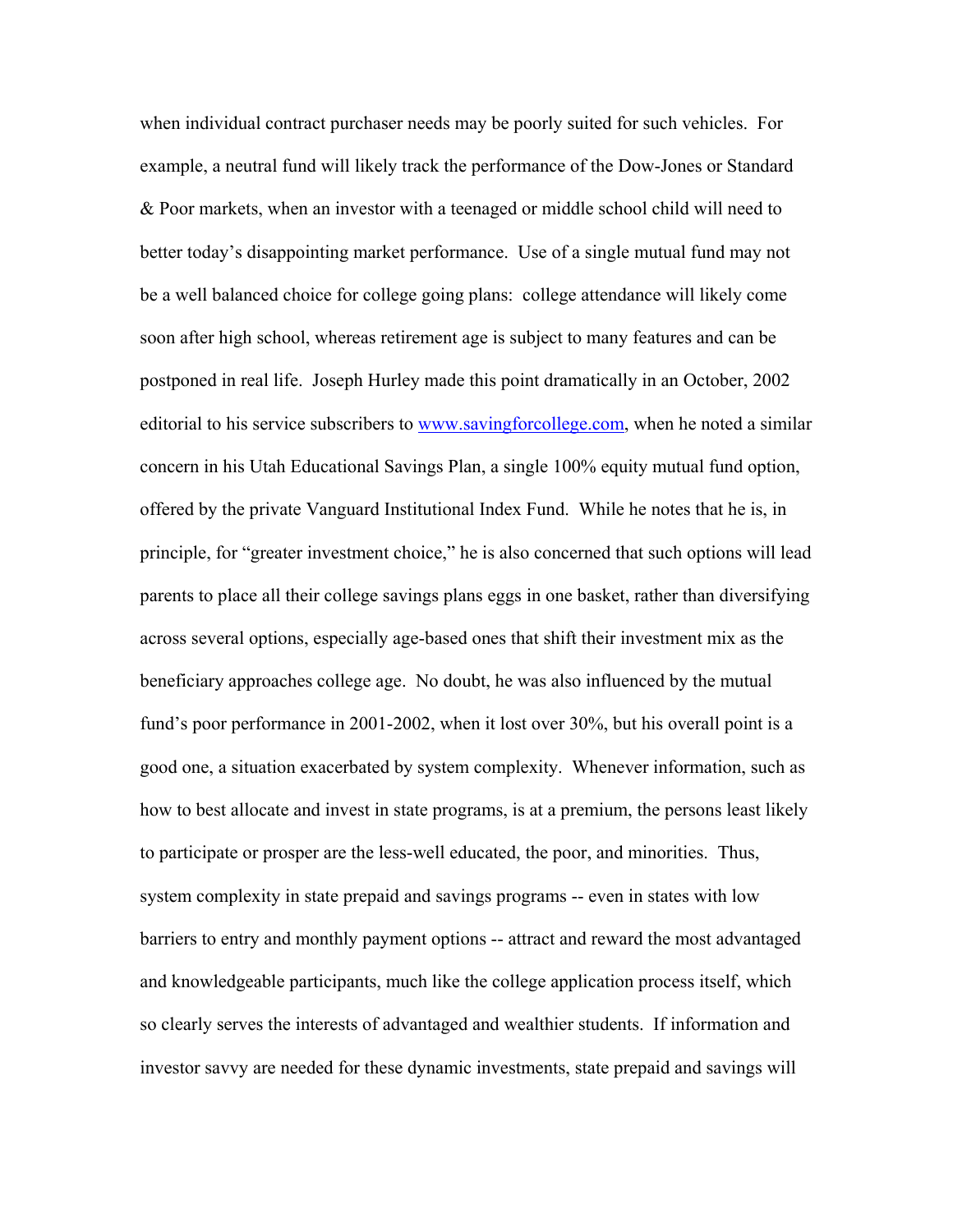when individual contract purchaser needs may be poorly suited for such vehicles. For example, a neutral fund will likely track the performance of the Dow-Jones or Standard & Poor markets, when an investor with a teenaged or middle school child will need to better today's disappointing market performance. Use of a single mutual fund may not be a well balanced choice for college going plans: college attendance will likely come soon after high school, whereas retirement age is subject to many features and can be postponed in real life. Joseph Hurley made this point dramatically in an October, 2002 editorial to his service subscribers to [www.savingforcollege.com](http://www.savingforcollege.com), when he noted a similar concern in his Utah Educational Savings Plan, a single 100% equity mutual fund option, offered by the private Vanguard Institutional Index Fund. While he notes that he is, in principle, for "greater investment choice," he is also concerned that such options will lead parents to place all their college savings plans eggs in one basket, rather than diversifying across several options, especially age-based ones that shift their investment mix as the beneficiary approaches college age. No doubt, he was also influenced by the mutual fund's poor performance in 2001-2002, when it lost over 30%, but his overall point is a good one, a situation exacerbated by system complexity. Whenever information, such as how to best allocate and invest in state programs, is at a premium, the persons least likely to participate or prosper are the less-well educated, the poor, and minorities. Thus, system complexity in state prepaid and savings programs -- even in states with low barriers to entry and monthly payment options -- attract and reward the most advantaged and knowledgeable participants, much like the college application process itself, which so clearly serves the interests of advantaged and wealthier students. If information and investor savvy are needed for these dynamic investments, state prepaid and savings will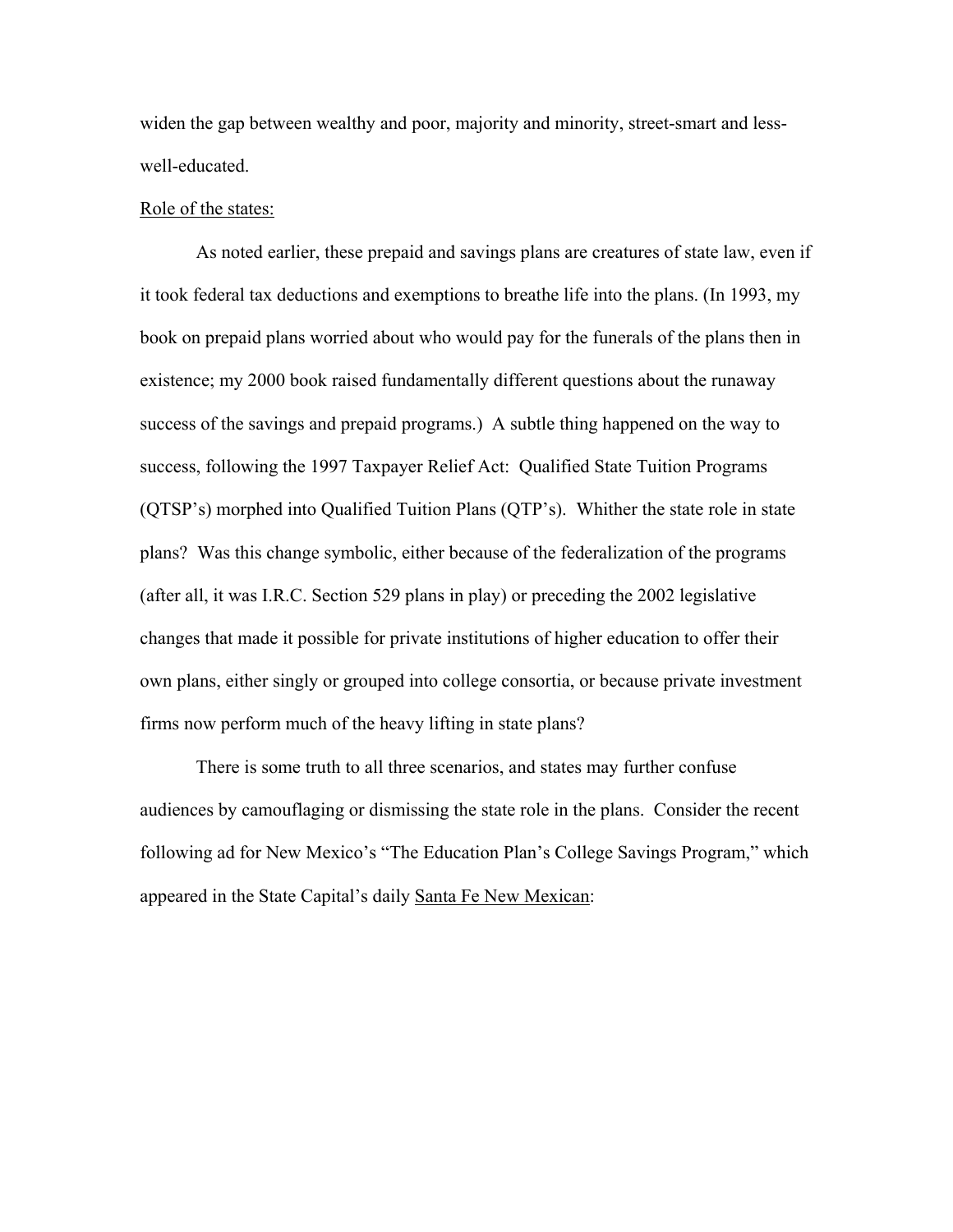widen the gap between wealthy and poor, majority and minority, street-smart and less-well-educated.

Role of the states:

As noted earlier, these prepaid and savings plans are creatures of state law, even if it took federal tax deductions and exemptions to breathe life into the plans. (In 1993, my book on prepaid plans worried about who would pay for the funerals of the plans then in existence; my 2000 book raised fundamentally different questions about the runaway success of the savings and prepaid programs.) A subtle thing happened on the way to success, following the 1997 Taxpayer Relief Act: Qualified State Tuition Programs (QTSP's) morphed into Qualified Tuition Plans (QTP's). Whither the state role in state plans? Was this change symbolic, either because of the federalization of the programs (after all, it was I.R.C. Section 529 plans in play) or preceding the 2002 legislative changes that made it possible for private institutions of higher education to offer their own plans, either singly or grouped into college consortia, or because private investment firms now perform much of the heavy lifting in state plans?

There is some truth to all three scenarios, and states may further confuse audiences by camouflaging or dismissing the state role in the plans. Consider the recent following ad for New Mexico's "The Education Plan's College Savings Program," which appeared in the State Capital's daily Santa Fe New Mexican: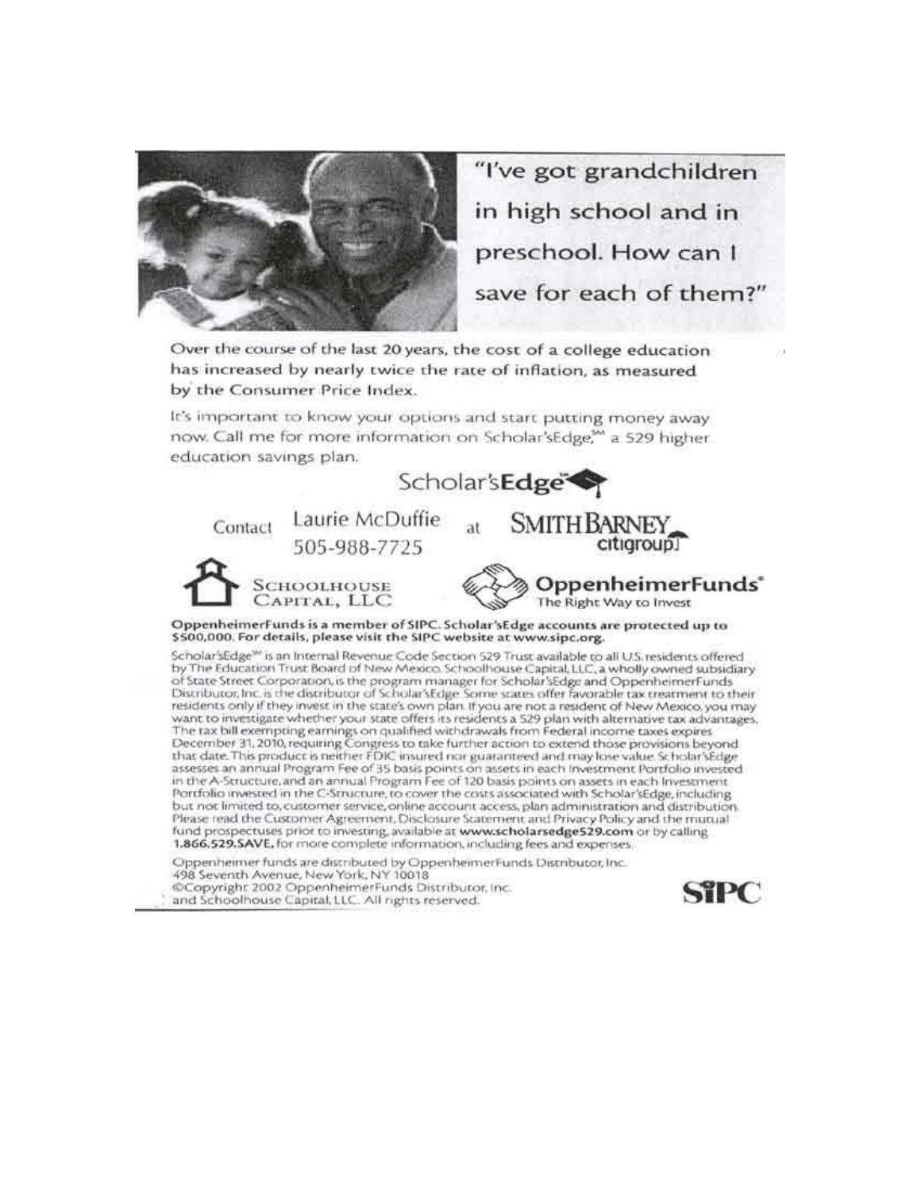"I've got grandchildren in high school and in preschool. How can I save for each of them?"

Over the course of the last 20 years, the cost of a college education has increased by nearly twice the rate of inflation, as measured by the Consumer Price Index.

It's important to know your options and start putting money away now. Call me for more information on Scholar'sEdge,℠ a 529 higher education savings plan.

Scholar's**Edge**

Contact Laurie McDuffie at SMITH BARNEY citigroup
505-988-7725

SCHOOLHOUSE CAPITAL, LLC

OppenheimerFunds® The Right Way to Invest

**OppenheimerFunds is a member of SIPC. Scholar'sEdge accounts are protected up to $500,000. For details, please visit the SIPC website at www.sipc.org.**

Scholar'sEdge℠ is an Internal Revenue Code Section 529 Trust available to all U.S. residents offered by The Education Trust Board of New Mexico. Schoolhouse Capital, LLC, a wholly owned subsidiary of State Street Corporation, is the program manager for Scholar'sEdge and OppenheimerFunds Distributor, Inc. is the distributor of Scholar'sEdge. Some states offer favorable tax treatment to their residents only if they invest in the state's own plan. If you are not a resident of New Mexico, you may want to investigate whether your state offers its residents a 529 plan with alternative tax advantages. The tax bill exempting earnings on qualified withdrawals from Federal income taxes expires December 31, 2010, requiring Congress to take further action to extend those provisions beyond that date. This product is neither FDIC insured nor guaranteed and may lose value. Scholar'sEdge assesses an annual Program Fee of 35 basis points on assets in each Investment Portfolio invested in the A-Structure, and an annual Program Fee of 120 basis points on assets in each Investment Portfolio invested in the C-Structure, to cover the costs associated with Scholar'sEdge, including but not limited to, customer service, online account access, plan administration and distribution. Please read the Customer Agreement, Disclosure Statement and Privacy Policy and the mutual fund prospectuses prior to investing, available at **www.scholarsedge529.com** or by calling **1.866.529.SAVE**, for more complete information, including fees and expenses.

Oppenheimer funds are distributed by OppenheimerFunds Distributor, Inc.
498 Seventh Avenue, New York, NY 10018
©Copyright 2002 OppenheimerFunds Distributor, Inc. and Schoolhouse Capital, LLC. All rights reserved.

SIPC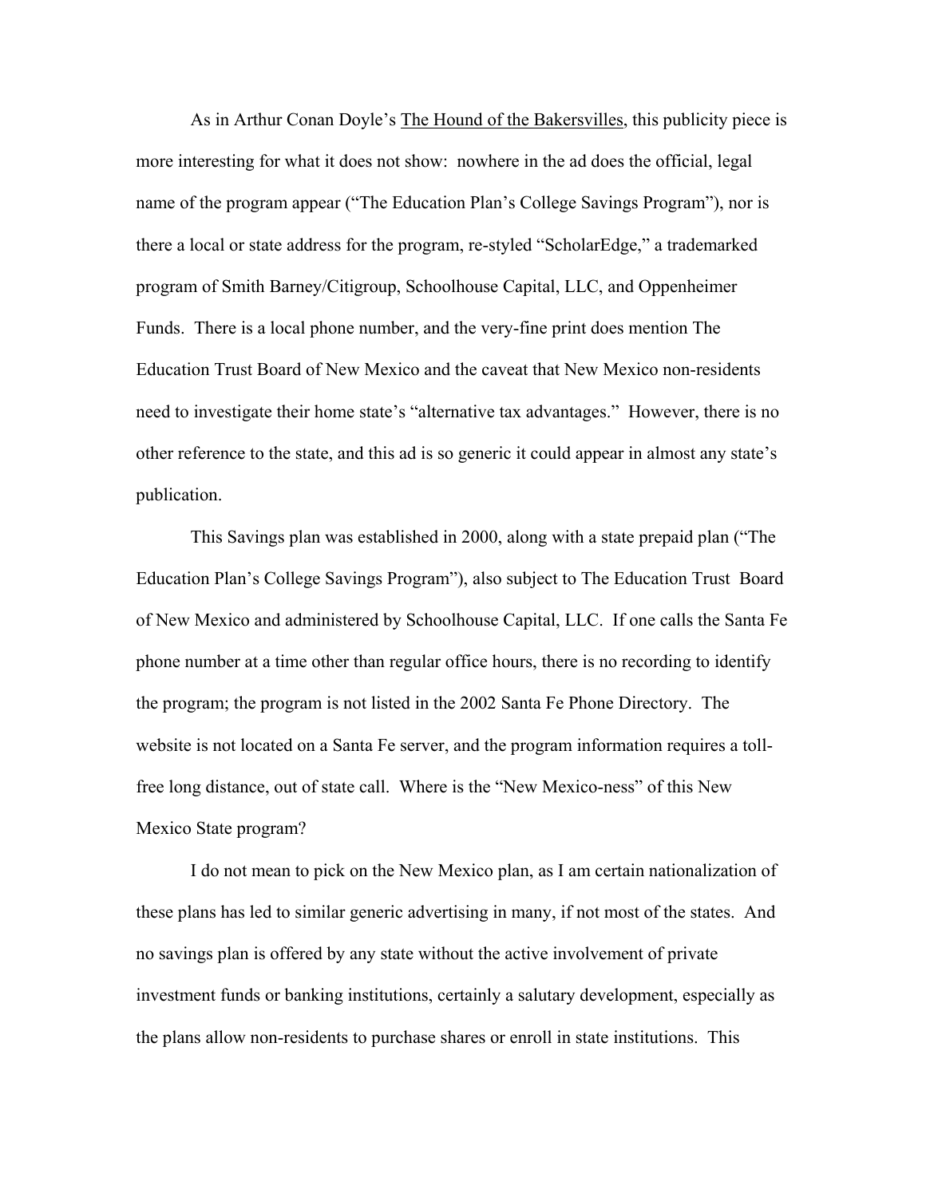As in Arthur Conan Doyle's The Hound of the Bakersvilles, this publicity piece is more interesting for what it does not show: nowhere in the ad does the official, legal name of the program appear ("The Education Plan's College Savings Program"), nor is there a local or state address for the program, re-styled "ScholarEdge," a trademarked program of Smith Barney/Citigroup, Schoolhouse Capital, LLC, and Oppenheimer Funds. There is a local phone number, and the very-fine print does mention The Education Trust Board of New Mexico and the caveat that New Mexico non-residents need to investigate their home state's "alternative tax advantages." However, there is no other reference to the state, and this ad is so generic it could appear in almost any state's publication.

This Savings plan was established in 2000, along with a state prepaid plan ("The Education Plan's College Savings Program"), also subject to The Education Trust Board of New Mexico and administered by Schoolhouse Capital, LLC. If one calls the Santa Fe phone number at a time other than regular office hours, there is no recording to identify the program; the program is not listed in the 2002 Santa Fe Phone Directory. The website is not located on a Santa Fe server, and the program information requires a toll-free long distance, out of state call. Where is the "New Mexico-ness" of this New Mexico State program?

I do not mean to pick on the New Mexico plan, as I am certain nationalization of these plans has led to similar generic advertising in many, if not most of the states. And no savings plan is offered by any state without the active involvement of private investment funds or banking institutions, certainly a salutary development, especially as the plans allow non-residents to purchase shares or enroll in state institutions. This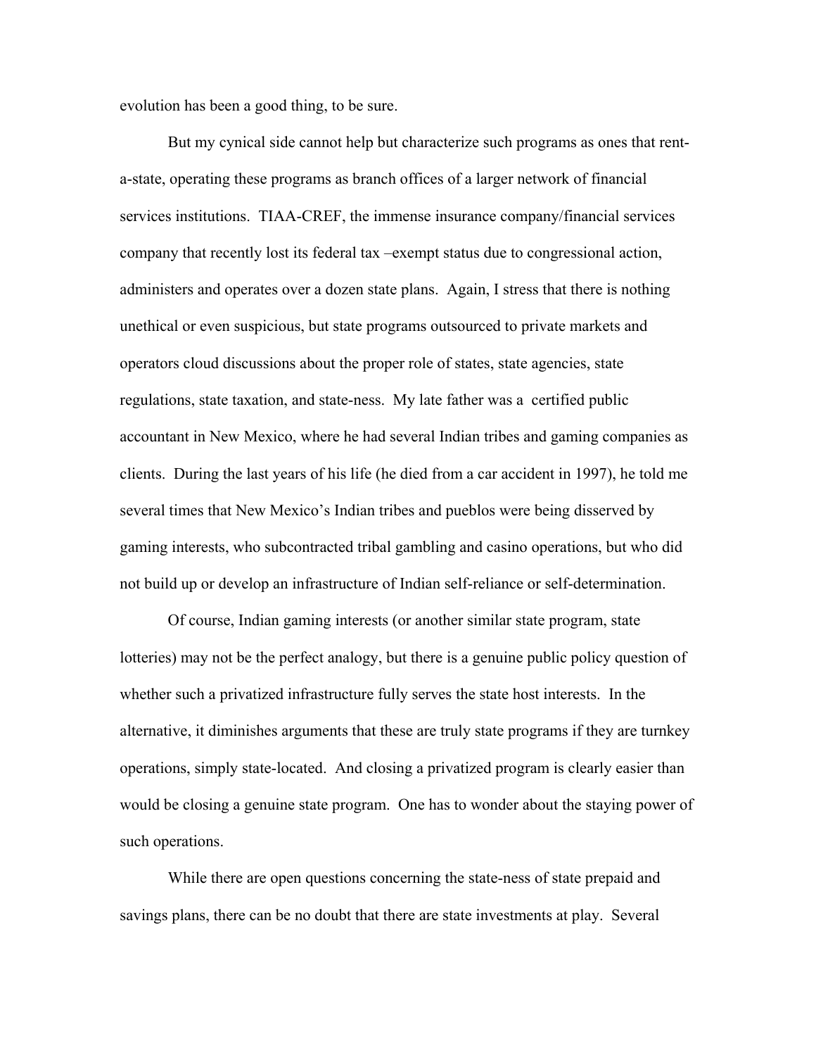evolution has been a good thing, to be sure.

But my cynical side cannot help but characterize such programs as ones that rent-a-state, operating these programs as branch offices of a larger network of financial services institutions. TIAA-CREF, the immense insurance company/financial services company that recently lost its federal tax –exempt status due to congressional action, administers and operates over a dozen state plans. Again, I stress that there is nothing unethical or even suspicious, but state programs outsourced to private markets and operators cloud discussions about the proper role of states, state agencies, state regulations, state taxation, and state-ness. My late father was a certified public accountant in New Mexico, where he had several Indian tribes and gaming companies as clients. During the last years of his life (he died from a car accident in 1997), he told me several times that New Mexico's Indian tribes and pueblos were being disserved by gaming interests, who subcontracted tribal gambling and casino operations, but who did not build up or develop an infrastructure of Indian self-reliance or self-determination.

Of course, Indian gaming interests (or another similar state program, state lotteries) may not be the perfect analogy, but there is a genuine public policy question of whether such a privatized infrastructure fully serves the state host interests. In the alternative, it diminishes arguments that these are truly state programs if they are turnkey operations, simply state-located. And closing a privatized program is clearly easier than would be closing a genuine state program. One has to wonder about the staying power of such operations.

While there are open questions concerning the state-ness of state prepaid and savings plans, there can be no doubt that there are state investments at play. Several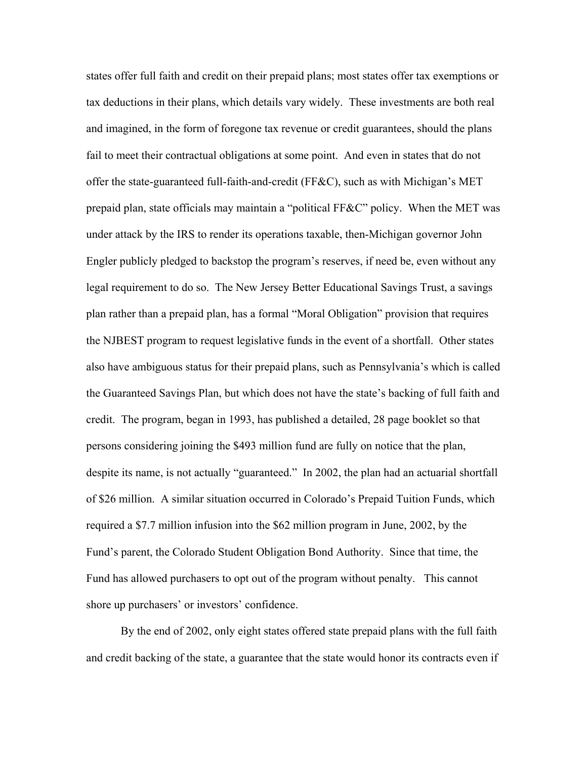states offer full faith and credit on their prepaid plans; most states offer tax exemptions or tax deductions in their plans, which details vary widely. These investments are both real and imagined, in the form of foregone tax revenue or credit guarantees, should the plans fail to meet their contractual obligations at some point. And even in states that do not offer the state-guaranteed full-faith-and-credit (FF&C), such as with Michigan's MET prepaid plan, state officials may maintain a "political FF&C" policy. When the MET was under attack by the IRS to render its operations taxable, then-Michigan governor John Engler publicly pledged to backstop the program's reserves, if need be, even without any legal requirement to do so. The New Jersey Better Educational Savings Trust, a savings plan rather than a prepaid plan, has a formal "Moral Obligation" provision that requires the NJBEST program to request legislative funds in the event of a shortfall. Other states also have ambiguous status for their prepaid plans, such as Pennsylvania's which is called the Guaranteed Savings Plan, but which does not have the state's backing of full faith and credit. The program, began in 1993, has published a detailed, 28 page booklet so that persons considering joining the $493 million fund are fully on notice that the plan, despite its name, is not actually "guaranteed." In 2002, the plan had an actuarial shortfall of $26 million. A similar situation occurred in Colorado's Prepaid Tuition Funds, which required a $7.7 million infusion into the $62 million program in June, 2002, by the Fund's parent, the Colorado Student Obligation Bond Authority. Since that time, the Fund has allowed purchasers to opt out of the program without penalty. This cannot shore up purchasers' or investors' confidence.

By the end of 2002, only eight states offered state prepaid plans with the full faith and credit backing of the state, a guarantee that the state would honor its contracts even if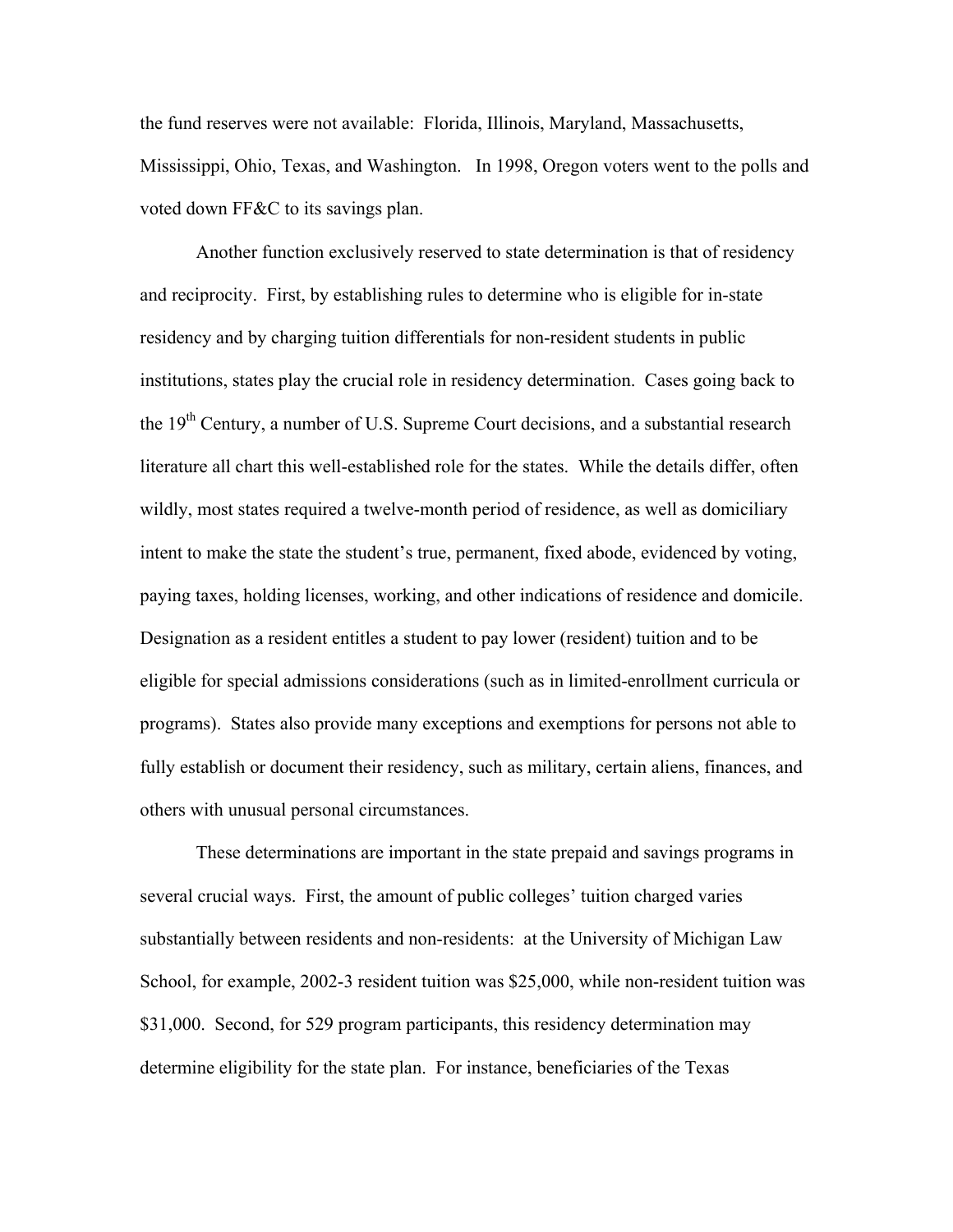the fund reserves were not available: Florida, Illinois, Maryland, Massachusetts, Mississippi, Ohio, Texas, and Washington. In 1998, Oregon voters went to the polls and voted down FF&C to its savings plan.

Another function exclusively reserved to state determination is that of residency and reciprocity. First, by establishing rules to determine who is eligible for in-state residency and by charging tuition differentials for non-resident students in public institutions, states play the crucial role in residency determination. Cases going back to the 19th Century, a number of U.S. Supreme Court decisions, and a substantial research literature all chart this well-established role for the states. While the details differ, often wildly, most states required a twelve-month period of residence, as well as domiciliary intent to make the state the student's true, permanent, fixed abode, evidenced by voting, paying taxes, holding licenses, working, and other indications of residence and domicile. Designation as a resident entitles a student to pay lower (resident) tuition and to be eligible for special admissions considerations (such as in limited-enrollment curricula or programs). States also provide many exceptions and exemptions for persons not able to fully establish or document their residency, such as military, certain aliens, finances, and others with unusual personal circumstances.

These determinations are important in the state prepaid and savings programs in several crucial ways. First, the amount of public colleges' tuition charged varies substantially between residents and non-residents: at the University of Michigan Law School, for example, 2002-3 resident tuition was $25,000, while non-resident tuition was $31,000. Second, for 529 program participants, this residency determination may determine eligibility for the state plan. For instance, beneficiaries of the Texas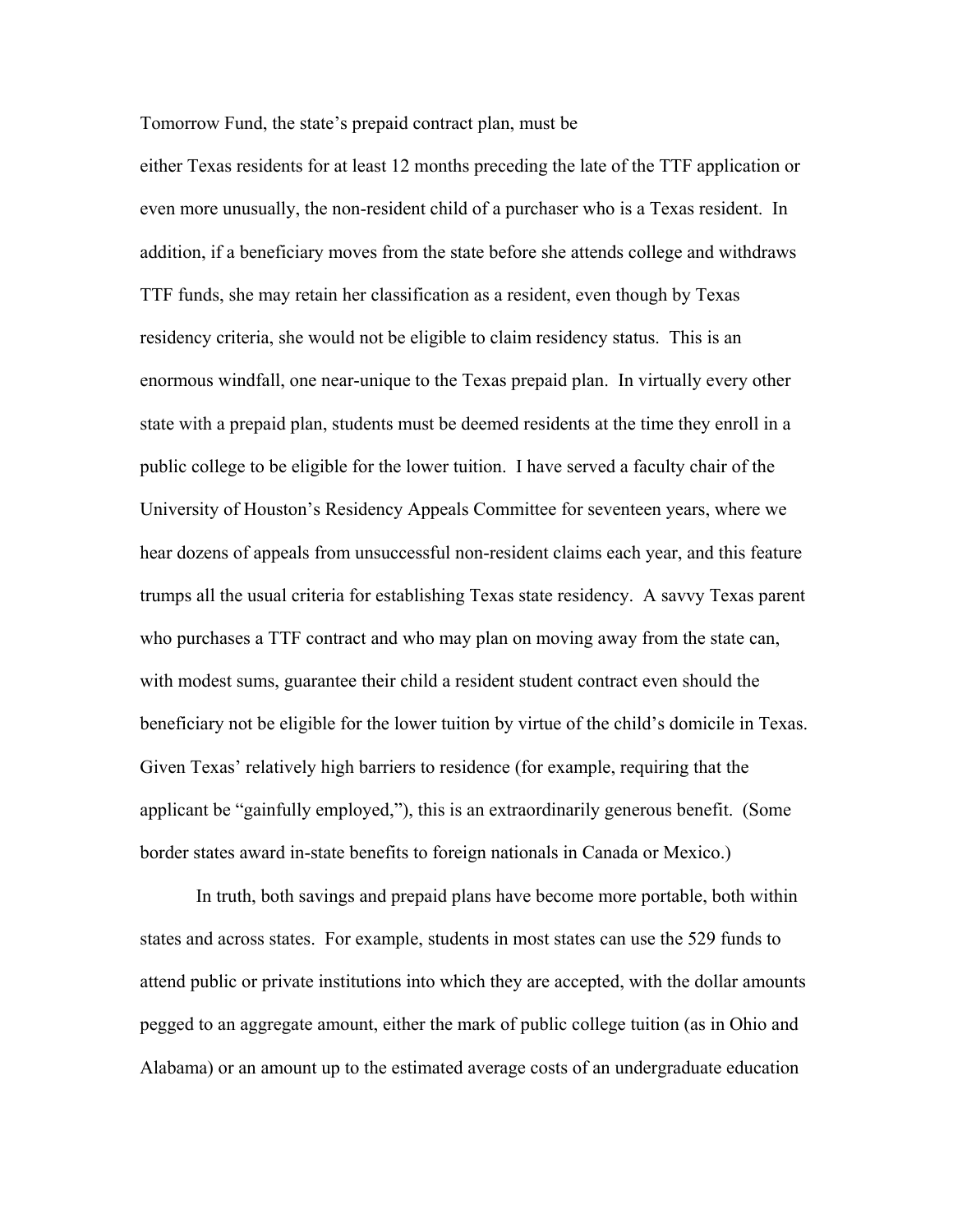Tomorrow Fund, the state's prepaid contract plan, must be

either Texas residents for at least 12 months preceding the late of the TTF application or even more unusually, the non-resident child of a purchaser who is a Texas resident. In addition, if a beneficiary moves from the state before she attends college and withdraws TTF funds, she may retain her classification as a resident, even though by Texas residency criteria, she would not be eligible to claim residency status. This is an enormous windfall, one near-unique to the Texas prepaid plan. In virtually every other state with a prepaid plan, students must be deemed residents at the time they enroll in a public college to be eligible for the lower tuition. I have served a faculty chair of the University of Houston's Residency Appeals Committee for seventeen years, where we hear dozens of appeals from unsuccessful non-resident claims each year, and this feature trumps all the usual criteria for establishing Texas state residency. A savvy Texas parent who purchases a TTF contract and who may plan on moving away from the state can, with modest sums, guarantee their child a resident student contract even should the beneficiary not be eligible for the lower tuition by virtue of the child's domicile in Texas. Given Texas' relatively high barriers to residence (for example, requiring that the applicant be "gainfully employed,"), this is an extraordinarily generous benefit. (Some border states award in-state benefits to foreign nationals in Canada or Mexico.)

In truth, both savings and prepaid plans have become more portable, both within states and across states. For example, students in most states can use the 529 funds to attend public or private institutions into which they are accepted, with the dollar amounts pegged to an aggregate amount, either the mark of public college tuition (as in Ohio and Alabama) or an amount up to the estimated average costs of an undergraduate education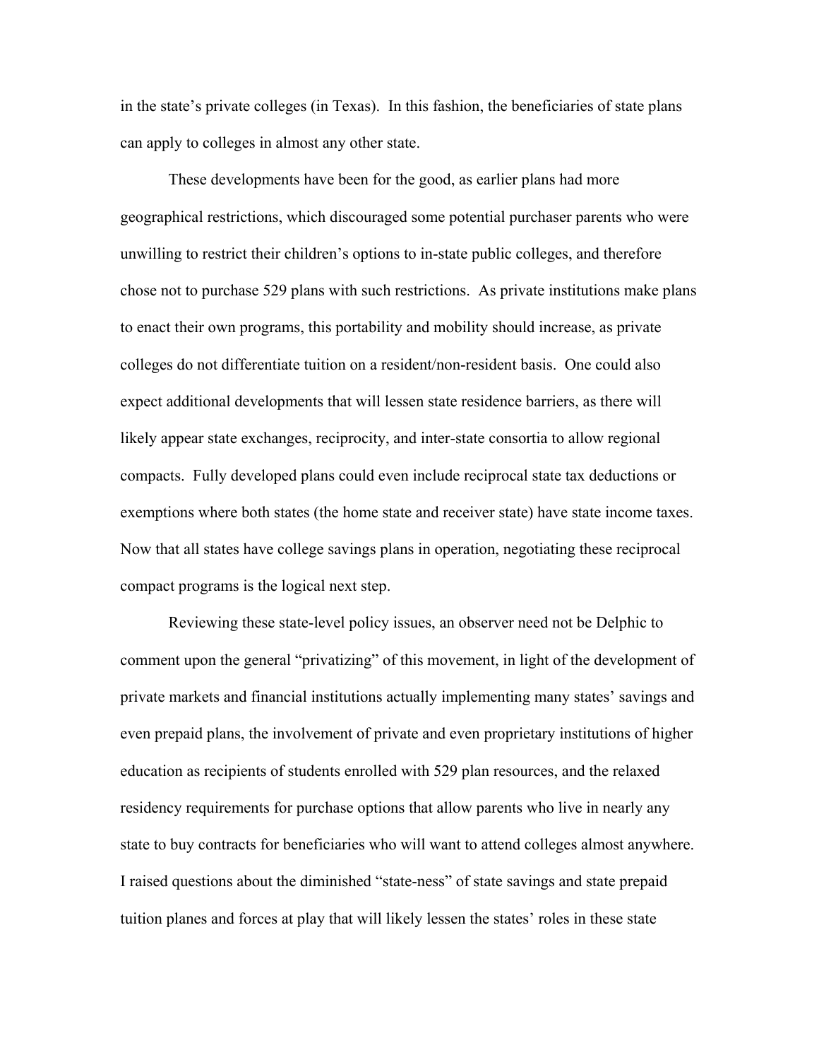in the state's private colleges (in Texas). In this fashion, the beneficiaries of state plans can apply to colleges in almost any other state.

These developments have been for the good, as earlier plans had more geographical restrictions, which discouraged some potential purchaser parents who were unwilling to restrict their children's options to in-state public colleges, and therefore chose not to purchase 529 plans with such restrictions. As private institutions make plans to enact their own programs, this portability and mobility should increase, as private colleges do not differentiate tuition on a resident/non-resident basis. One could also expect additional developments that will lessen state residence barriers, as there will likely appear state exchanges, reciprocity, and inter-state consortia to allow regional compacts. Fully developed plans could even include reciprocal state tax deductions or exemptions where both states (the home state and receiver state) have state income taxes. Now that all states have college savings plans in operation, negotiating these reciprocal compact programs is the logical next step.

Reviewing these state-level policy issues, an observer need not be Delphic to comment upon the general "privatizing" of this movement, in light of the development of private markets and financial institutions actually implementing many states' savings and even prepaid plans, the involvement of private and even proprietary institutions of higher education as recipients of students enrolled with 529 plan resources, and the relaxed residency requirements for purchase options that allow parents who live in nearly any state to buy contracts for beneficiaries who will want to attend colleges almost anywhere. I raised questions about the diminished "state-ness" of state savings and state prepaid tuition planes and forces at play that will likely lessen the states' roles in these state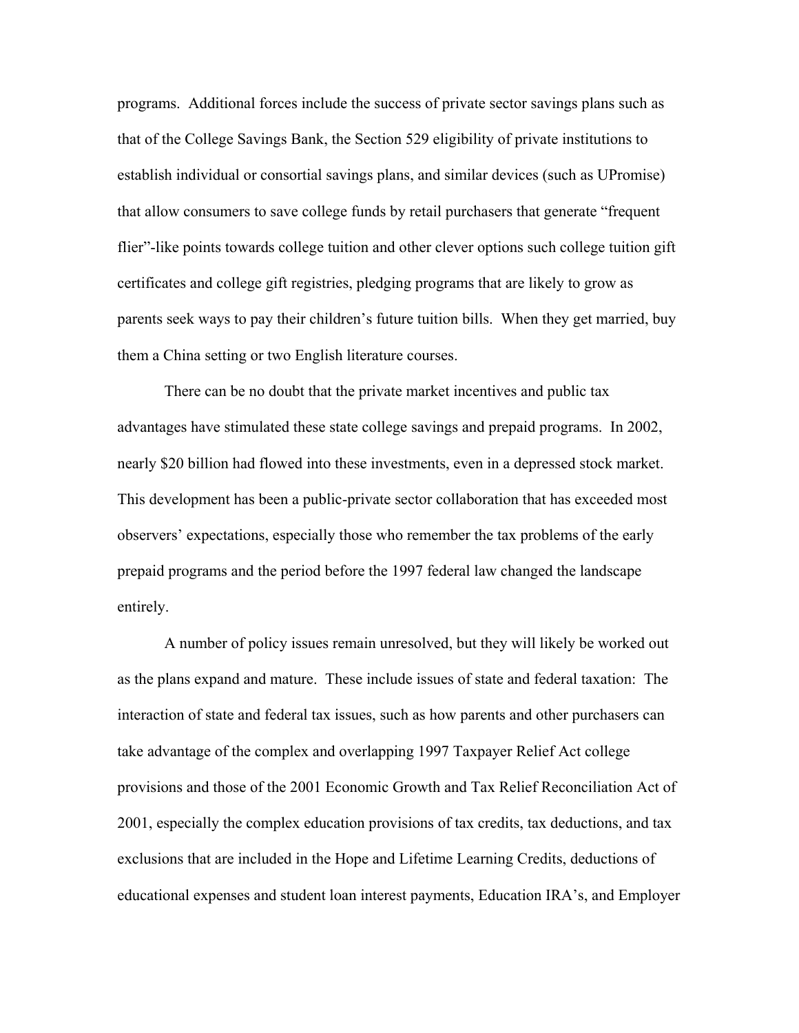programs. Additional forces include the success of private sector savings plans such as that of the College Savings Bank, the Section 529 eligibility of private institutions to establish individual or consortial savings plans, and similar devices (such as UPromise) that allow consumers to save college funds by retail purchasers that generate "frequent flier"-like points towards college tuition and other clever options such college tuition gift certificates and college gift registries, pledging programs that are likely to grow as parents seek ways to pay their children's future tuition bills. When they get married, buy them a China setting or two English literature courses.

There can be no doubt that the private market incentives and public tax advantages have stimulated these state college savings and prepaid programs. In 2002, nearly $20 billion had flowed into these investments, even in a depressed stock market. This development has been a public-private sector collaboration that has exceeded most observers' expectations, especially those who remember the tax problems of the early prepaid programs and the period before the 1997 federal law changed the landscape entirely.

A number of policy issues remain unresolved, but they will likely be worked out as the plans expand and mature. These include issues of state and federal taxation: The interaction of state and federal tax issues, such as how parents and other purchasers can take advantage of the complex and overlapping 1997 Taxpayer Relief Act college provisions and those of the 2001 Economic Growth and Tax Relief Reconciliation Act of 2001, especially the complex education provisions of tax credits, tax deductions, and tax exclusions that are included in the Hope and Lifetime Learning Credits, deductions of educational expenses and student loan interest payments, Education IRA's, and Employer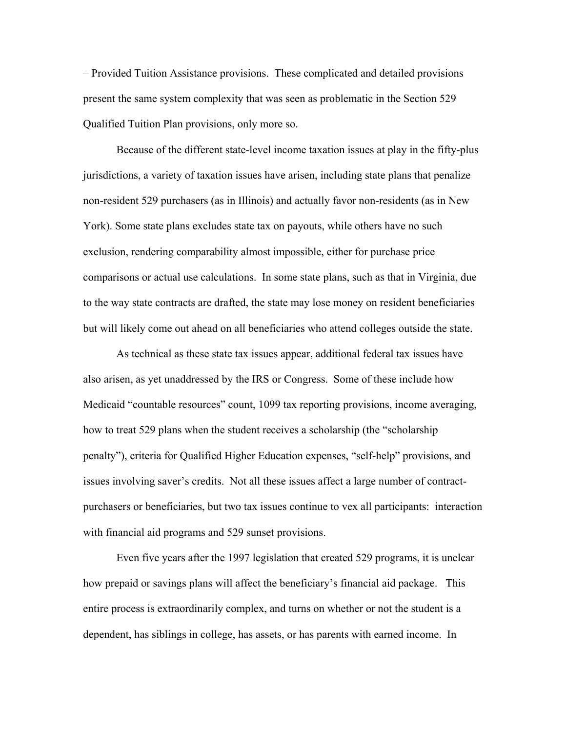– Provided Tuition Assistance provisions. These complicated and detailed provisions present the same system complexity that was seen as problematic in the Section 529 Qualified Tuition Plan provisions, only more so.

Because of the different state-level income taxation issues at play in the fifty-plus jurisdictions, a variety of taxation issues have arisen, including state plans that penalize non-resident 529 purchasers (as in Illinois) and actually favor non-residents (as in New York). Some state plans excludes state tax on payouts, while others have no such exclusion, rendering comparability almost impossible, either for purchase price comparisons or actual use calculations. In some state plans, such as that in Virginia, due to the way state contracts are drafted, the state may lose money on resident beneficiaries but will likely come out ahead on all beneficiaries who attend colleges outside the state.

As technical as these state tax issues appear, additional federal tax issues have also arisen, as yet unaddressed by the IRS or Congress. Some of these include how Medicaid "countable resources" count, 1099 tax reporting provisions, income averaging, how to treat 529 plans when the student receives a scholarship (the "scholarship penalty"), criteria for Qualified Higher Education expenses, "self-help" provisions, and issues involving saver's credits. Not all these issues affect a large number of contract-purchasers or beneficiaries, but two tax issues continue to vex all participants: interaction with financial aid programs and 529 sunset provisions.

Even five years after the 1997 legislation that created 529 programs, it is unclear how prepaid or savings plans will affect the beneficiary's financial aid package. This entire process is extraordinarily complex, and turns on whether or not the student is a dependent, has siblings in college, has assets, or has parents with earned income. In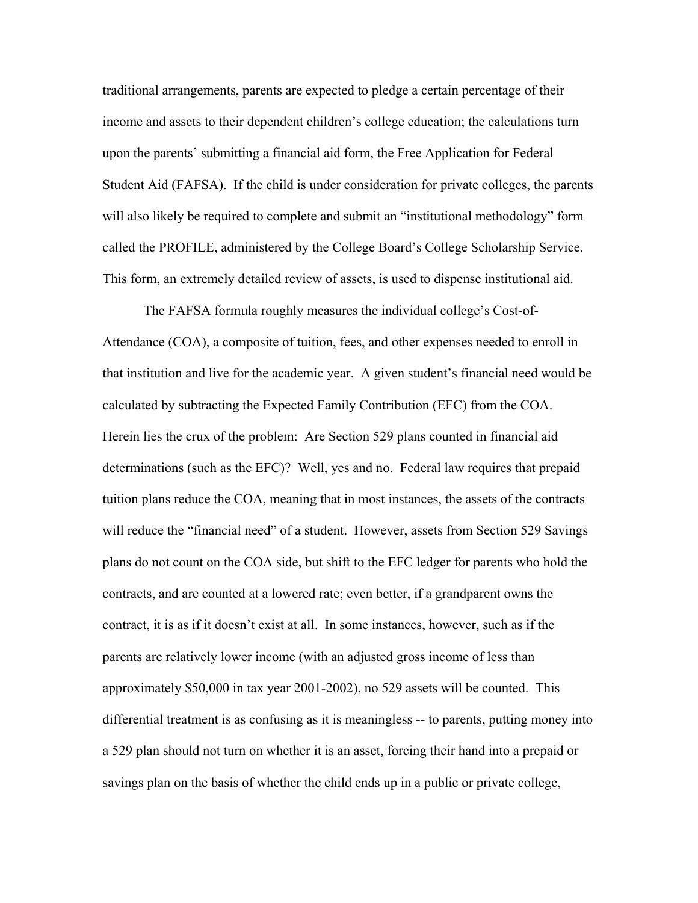traditional arrangements, parents are expected to pledge a certain percentage of their income and assets to their dependent children's college education; the calculations turn upon the parents' submitting a financial aid form, the Free Application for Federal Student Aid (FAFSA). If the child is under consideration for private colleges, the parents will also likely be required to complete and submit an "institutional methodology" form called the PROFILE, administered by the College Board's College Scholarship Service. This form, an extremely detailed review of assets, is used to dispense institutional aid.

The FAFSA formula roughly measures the individual college's Cost-of-Attendance (COA), a composite of tuition, fees, and other expenses needed to enroll in that institution and live for the academic year. A given student's financial need would be calculated by subtracting the Expected Family Contribution (EFC) from the COA. Herein lies the crux of the problem: Are Section 529 plans counted in financial aid determinations (such as the EFC)? Well, yes and no. Federal law requires that prepaid tuition plans reduce the COA, meaning that in most instances, the assets of the contracts will reduce the "financial need" of a student. However, assets from Section 529 Savings plans do not count on the COA side, but shift to the EFC ledger for parents who hold the contracts, and are counted at a lowered rate; even better, if a grandparent owns the contract, it is as if it doesn't exist at all. In some instances, however, such as if the parents are relatively lower income (with an adjusted gross income of less than approximately $50,000 in tax year 2001-2002), no 529 assets will be counted. This differential treatment is as confusing as it is meaningless -- to parents, putting money into a 529 plan should not turn on whether it is an asset, forcing their hand into a prepaid or savings plan on the basis of whether the child ends up in a public or private college,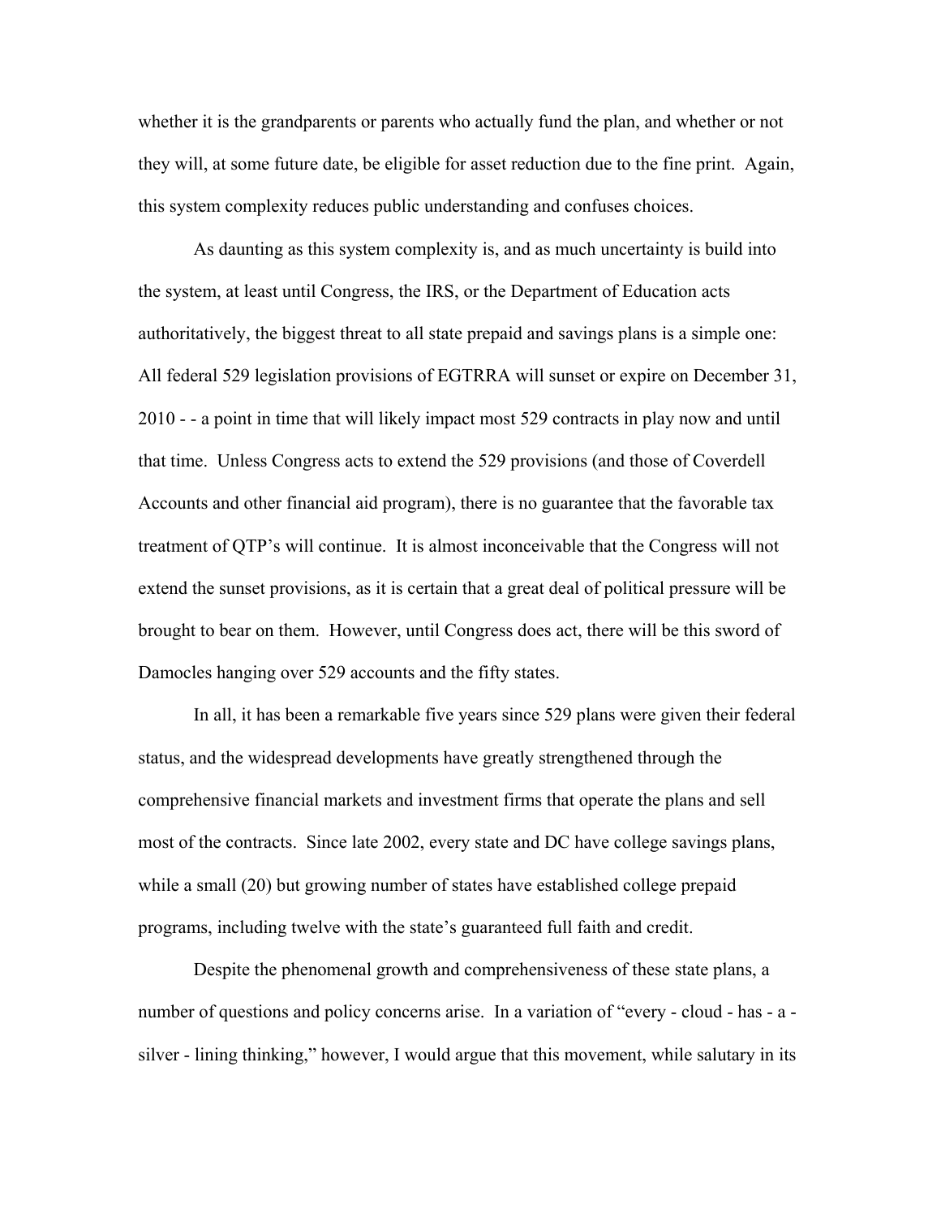whether it is the grandparents or parents who actually fund the plan, and whether or not they will, at some future date, be eligible for asset reduction due to the fine print. Again, this system complexity reduces public understanding and confuses choices.

As daunting as this system complexity is, and as much uncertainty is build into the system, at least until Congress, the IRS, or the Department of Education acts authoritatively, the biggest threat to all state prepaid and savings plans is a simple one: All federal 529 legislation provisions of EGTRRA will sunset or expire on December 31, 2010 - - a point in time that will likely impact most 529 contracts in play now and until that time. Unless Congress acts to extend the 529 provisions (and those of Coverdell Accounts and other financial aid program), there is no guarantee that the favorable tax treatment of QTP's will continue. It is almost inconceivable that the Congress will not extend the sunset provisions, as it is certain that a great deal of political pressure will be brought to bear on them. However, until Congress does act, there will be this sword of Damocles hanging over 529 accounts and the fifty states.

In all, it has been a remarkable five years since 529 plans were given their federal status, and the widespread developments have greatly strengthened through the comprehensive financial markets and investment firms that operate the plans and sell most of the contracts. Since late 2002, every state and DC have college savings plans, while a small (20) but growing number of states have established college prepaid programs, including twelve with the state's guaranteed full faith and credit.

Despite the phenomenal growth and comprehensiveness of these state plans, a number of questions and policy concerns arise. In a variation of "every - cloud - has - a - silver - lining thinking," however, I would argue that this movement, while salutary in its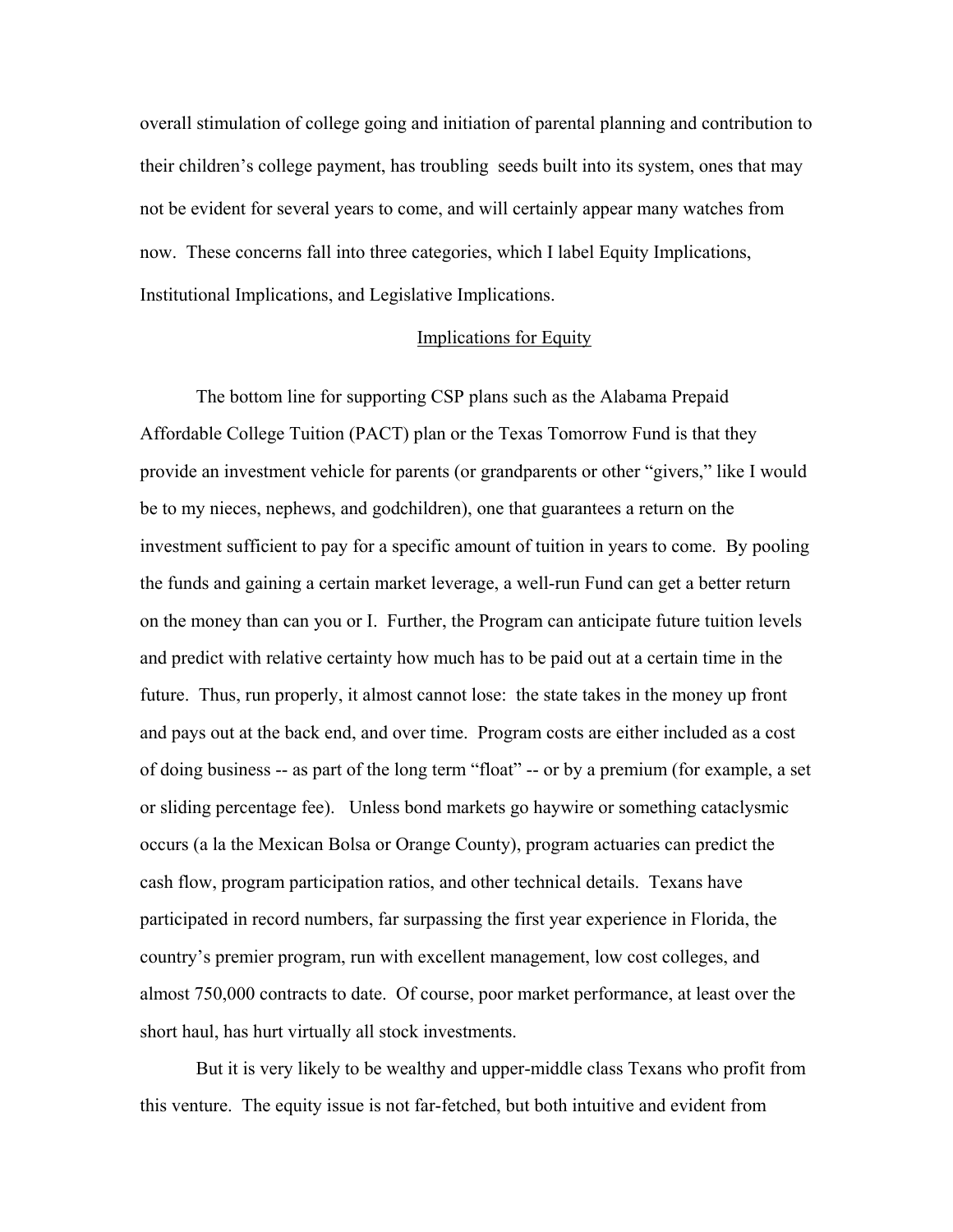overall stimulation of college going and initiation of parental planning and contribution to their children's college payment, has troubling seeds built into its system, ones that may not be evident for several years to come, and will certainly appear many watches from now. These concerns fall into three categories, which I label Equity Implications, Institutional Implications, and Legislative Implications.

## Implications for Equity

The bottom line for supporting CSP plans such as the Alabama Prepaid Affordable College Tuition (PACT) plan or the Texas Tomorrow Fund is that they provide an investment vehicle for parents (or grandparents or other "givers," like I would be to my nieces, nephews, and godchildren), one that guarantees a return on the investment sufficient to pay for a specific amount of tuition in years to come. By pooling the funds and gaining a certain market leverage, a well-run Fund can get a better return on the money than can you or I. Further, the Program can anticipate future tuition levels and predict with relative certainty how much has to be paid out at a certain time in the future. Thus, run properly, it almost cannot lose: the state takes in the money up front and pays out at the back end, and over time. Program costs are either included as a cost of doing business -- as part of the long term "float" -- or by a premium (for example, a set or sliding percentage fee). Unless bond markets go haywire or something cataclysmic occurs (a la the Mexican Bolsa or Orange County), program actuaries can predict the cash flow, program participation ratios, and other technical details. Texans have participated in record numbers, far surpassing the first year experience in Florida, the country's premier program, run with excellent management, low cost colleges, and almost 750,000 contracts to date. Of course, poor market performance, at least over the short haul, has hurt virtually all stock investments.

But it is very likely to be wealthy and upper-middle class Texans who profit from this venture. The equity issue is not far-fetched, but both intuitive and evident from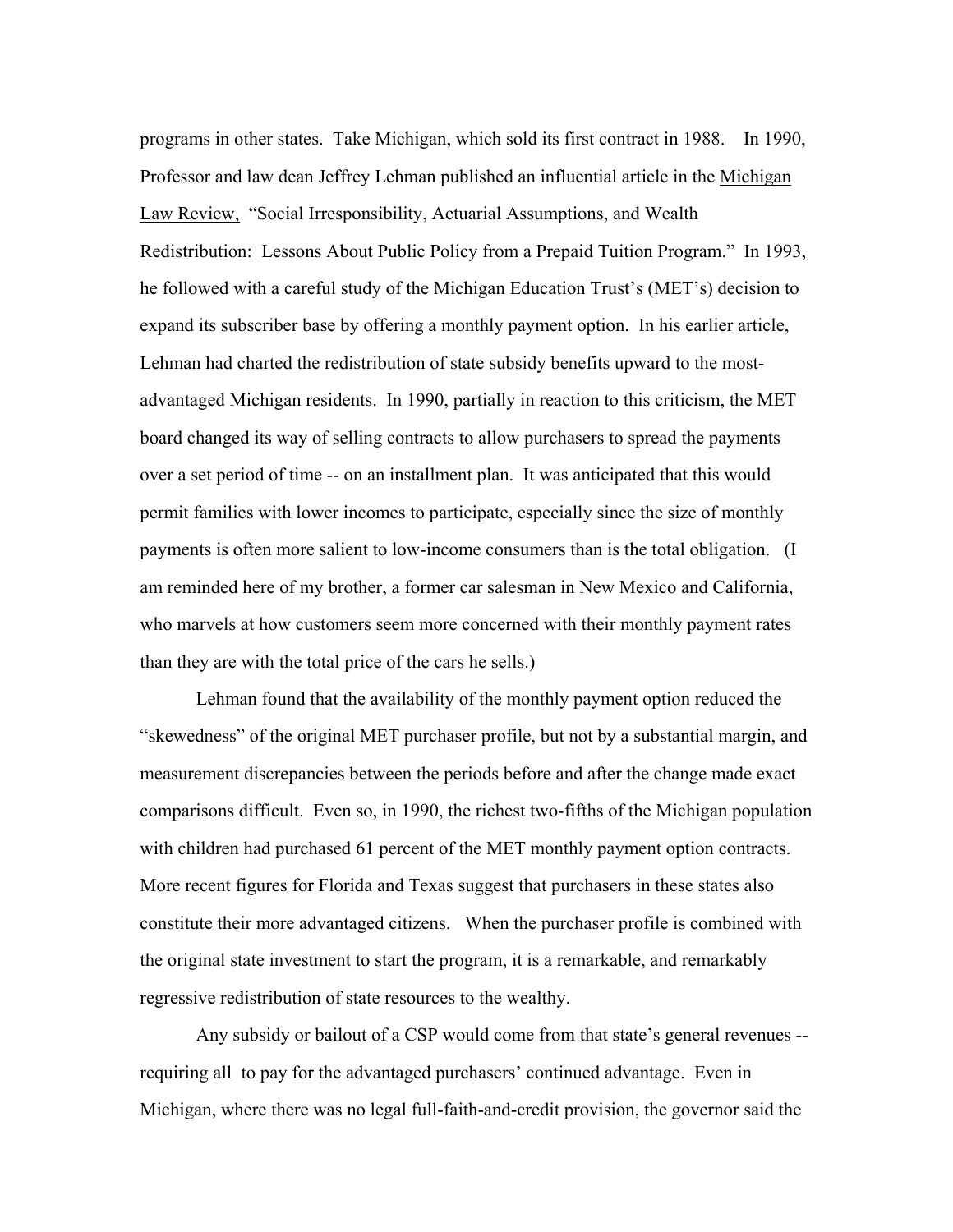programs in other states. Take Michigan, which sold its first contract in 1988. In 1990, Professor and law dean Jeffrey Lehman published an influential article in the Michigan Law Review, "Social Irresponsibility, Actuarial Assumptions, and Wealth Redistribution: Lessons About Public Policy from a Prepaid Tuition Program." In 1993, he followed with a careful study of the Michigan Education Trust's (MET's) decision to expand its subscriber base by offering a monthly payment option. In his earlier article, Lehman had charted the redistribution of state subsidy benefits upward to the most-advantaged Michigan residents. In 1990, partially in reaction to this criticism, the MET board changed its way of selling contracts to allow purchasers to spread the payments over a set period of time -- on an installment plan. It was anticipated that this would permit families with lower incomes to participate, especially since the size of monthly payments is often more salient to low-income consumers than is the total obligation. (I am reminded here of my brother, a former car salesman in New Mexico and California, who marvels at how customers seem more concerned with their monthly payment rates than they are with the total price of the cars he sells.)

Lehman found that the availability of the monthly payment option reduced the "skewedness" of the original MET purchaser profile, but not by a substantial margin, and measurement discrepancies between the periods before and after the change made exact comparisons difficult. Even so, in 1990, the richest two-fifths of the Michigan population with children had purchased 61 percent of the MET monthly payment option contracts. More recent figures for Florida and Texas suggest that purchasers in these states also constitute their more advantaged citizens. When the purchaser profile is combined with the original state investment to start the program, it is a remarkable, and remarkably regressive redistribution of state resources to the wealthy.

Any subsidy or bailout of a CSP would come from that state's general revenues -- requiring all to pay for the advantaged purchasers' continued advantage. Even in Michigan, where there was no legal full-faith-and-credit provision, the governor said the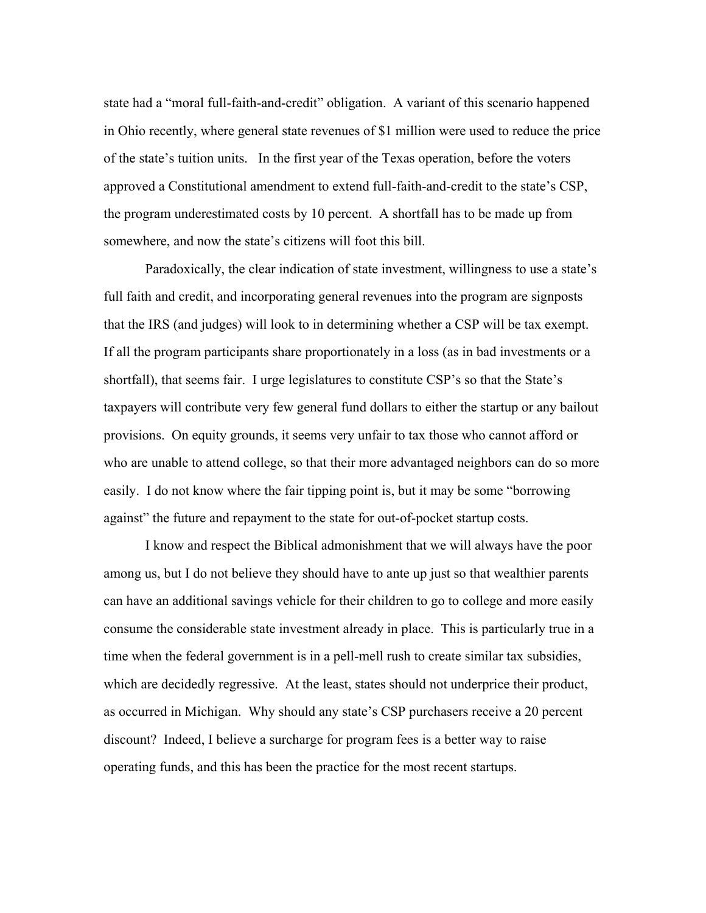state had a "moral full-faith-and-credit" obligation. A variant of this scenario happened in Ohio recently, where general state revenues of $1 million were used to reduce the price of the state's tuition units. In the first year of the Texas operation, before the voters approved a Constitutional amendment to extend full-faith-and-credit to the state's CSP, the program underestimated costs by 10 percent. A shortfall has to be made up from somewhere, and now the state's citizens will foot this bill.

Paradoxically, the clear indication of state investment, willingness to use a state's full faith and credit, and incorporating general revenues into the program are signposts that the IRS (and judges) will look to in determining whether a CSP will be tax exempt. If all the program participants share proportionately in a loss (as in bad investments or a shortfall), that seems fair. I urge legislatures to constitute CSP's so that the State's taxpayers will contribute very few general fund dollars to either the startup or any bailout provisions. On equity grounds, it seems very unfair to tax those who cannot afford or who are unable to attend college, so that their more advantaged neighbors can do so more easily. I do not know where the fair tipping point is, but it may be some "borrowing against" the future and repayment to the state for out-of-pocket startup costs.

I know and respect the Biblical admonishment that we will always have the poor among us, but I do not believe they should have to ante up just so that wealthier parents can have an additional savings vehicle for their children to go to college and more easily consume the considerable state investment already in place. This is particularly true in a time when the federal government is in a pell-mell rush to create similar tax subsidies, which are decidedly regressive. At the least, states should not underprice their product, as occurred in Michigan. Why should any state's CSP purchasers receive a 20 percent discount? Indeed, I believe a surcharge for program fees is a better way to raise operating funds, and this has been the practice for the most recent startups.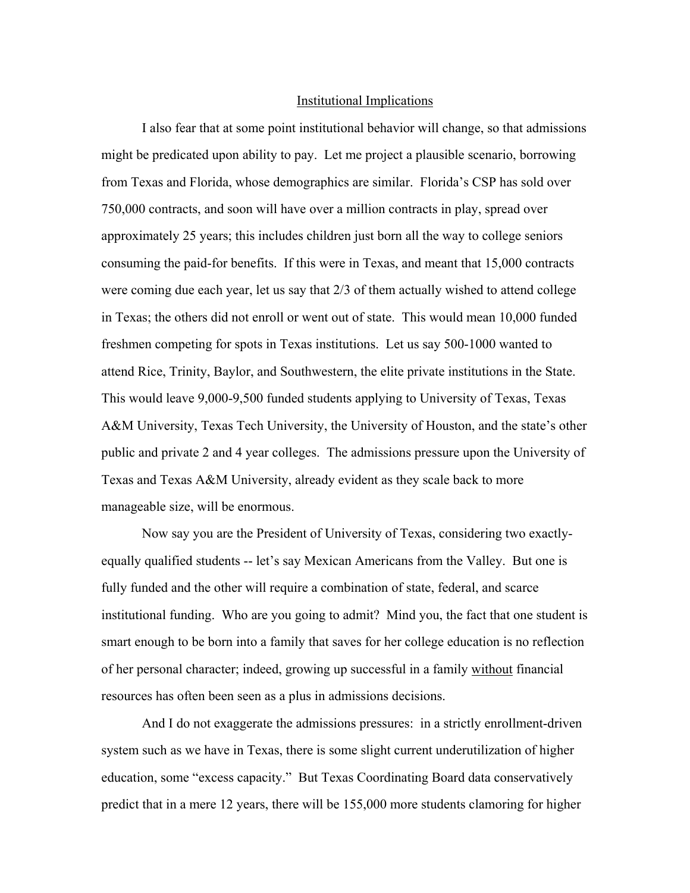## Institutional Implications

I also fear that at some point institutional behavior will change, so that admissions might be predicated upon ability to pay. Let me project a plausible scenario, borrowing from Texas and Florida, whose demographics are similar. Florida's CSP has sold over 750,000 contracts, and soon will have over a million contracts in play, spread over approximately 25 years; this includes children just born all the way to college seniors consuming the paid-for benefits. If this were in Texas, and meant that 15,000 contracts were coming due each year, let us say that 2/3 of them actually wished to attend college in Texas; the others did not enroll or went out of state. This would mean 10,000 funded freshmen competing for spots in Texas institutions. Let us say 500-1000 wanted to attend Rice, Trinity, Baylor, and Southwestern, the elite private institutions in the State. This would leave 9,000-9,500 funded students applying to University of Texas, Texas A&M University, Texas Tech University, the University of Houston, and the state's other public and private 2 and 4 year colleges. The admissions pressure upon the University of Texas and Texas A&M University, already evident as they scale back to more manageable size, will be enormous.

Now say you are the President of University of Texas, considering two exactly-equally qualified students -- let's say Mexican Americans from the Valley. But one is fully funded and the other will require a combination of state, federal, and scarce institutional funding. Who are you going to admit? Mind you, the fact that one student is smart enough to be born into a family that saves for her college education is no reflection of her personal character; indeed, growing up successful in a family <u>without</u> financial resources has often been seen as a plus in admissions decisions.

And I do not exaggerate the admissions pressures: in a strictly enrollment-driven system such as we have in Texas, there is some slight current underutilization of higher education, some "excess capacity." But Texas Coordinating Board data conservatively predict that in a mere 12 years, there will be 155,000 more students clamoring for higher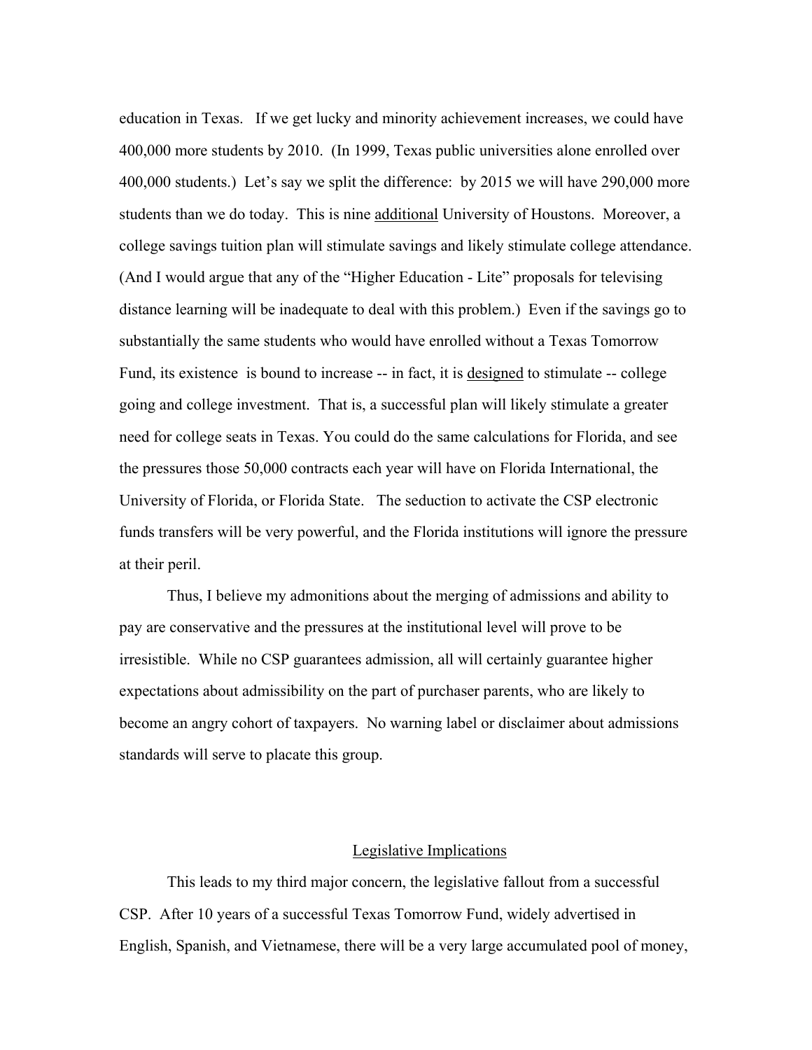education in Texas. If we get lucky and minority achievement increases, we could have 400,000 more students by 2010. (In 1999, Texas public universities alone enrolled over 400,000 students.) Let's say we split the difference: by 2015 we will have 290,000 more students than we do today. This is nine <u>additional</u> University of Houstons. Moreover, a college savings tuition plan will stimulate savings and likely stimulate college attendance. (And I would argue that any of the "Higher Education - Lite" proposals for televising distance learning will be inadequate to deal with this problem.) Even if the savings go to substantially the same students who would have enrolled without a Texas Tomorrow Fund, its existence is bound to increase -- in fact, it is <u>designed</u> to stimulate -- college going and college investment. That is, a successful plan will likely stimulate a greater need for college seats in Texas. You could do the same calculations for Florida, and see the pressures those 50,000 contracts each year will have on Florida International, the University of Florida, or Florida State. The seduction to activate the CSP electronic funds transfers will be very powerful, and the Florida institutions will ignore the pressure at their peril.

Thus, I believe my admonitions about the merging of admissions and ability to pay are conservative and the pressures at the institutional level will prove to be irresistible. While no CSP guarantees admission, all will certainly guarantee higher expectations about admissibility on the part of purchaser parents, who are likely to become an angry cohort of taxpayers. No warning label or disclaimer about admissions standards will serve to placate this group.

## <u>Legislative Implications</u>

This leads to my third major concern, the legislative fallout from a successful CSP. After 10 years of a successful Texas Tomorrow Fund, widely advertised in English, Spanish, and Vietnamese, there will be a very large accumulated pool of money,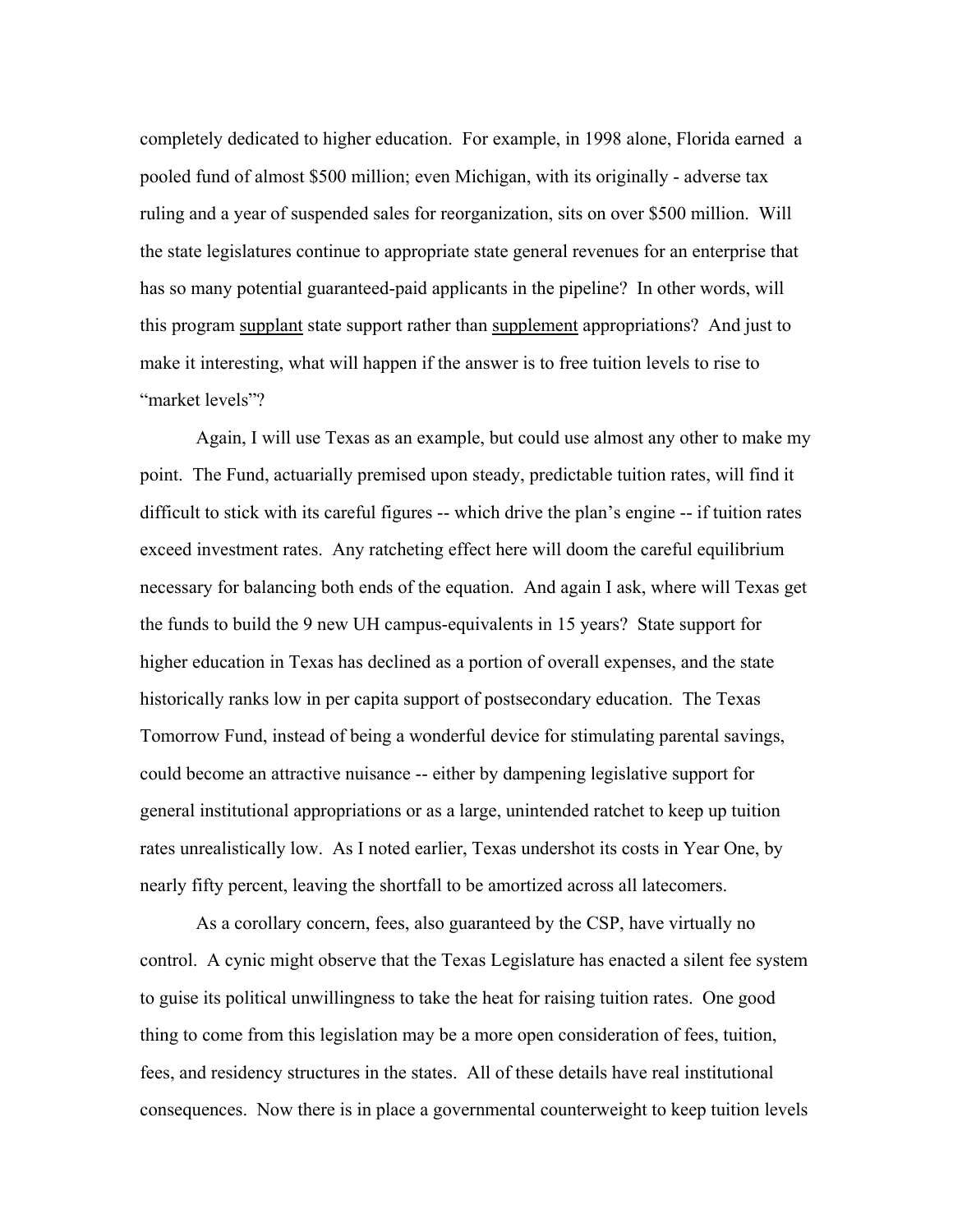completely dedicated to higher education. For example, in 1998 alone, Florida earned a pooled fund of almost $500 million; even Michigan, with its originally - adverse tax ruling and a year of suspended sales for reorganization, sits on over $500 million. Will the state legislatures continue to appropriate state general revenues for an enterprise that has so many potential guaranteed-paid applicants in the pipeline? In other words, will this program <u>supplant</u> state support rather than <u>supplement</u> appropriations? And just to make it interesting, what will happen if the answer is to free tuition levels to rise to "market levels"?

Again, I will use Texas as an example, but could use almost any other to make my point. The Fund, actuarially premised upon steady, predictable tuition rates, will find it difficult to stick with its careful figures -- which drive the plan's engine -- if tuition rates exceed investment rates. Any ratcheting effect here will doom the careful equilibrium necessary for balancing both ends of the equation. And again I ask, where will Texas get the funds to build the 9 new UH campus-equivalents in 15 years? State support for higher education in Texas has declined as a portion of overall expenses, and the state historically ranks low in per capita support of postsecondary education. The Texas Tomorrow Fund, instead of being a wonderful device for stimulating parental savings, could become an attractive nuisance -- either by dampening legislative support for general institutional appropriations or as a large, unintended ratchet to keep up tuition rates unrealistically low. As I noted earlier, Texas undershot its costs in Year One, by nearly fifty percent, leaving the shortfall to be amortized across all latecomers.

As a corollary concern, fees, also guaranteed by the CSP, have virtually no control. A cynic might observe that the Texas Legislature has enacted a silent fee system to guise its political unwillingness to take the heat for raising tuition rates. One good thing to come from this legislation may be a more open consideration of fees, tuition, fees, and residency structures in the states. All of these details have real institutional consequences. Now there is in place a governmental counterweight to keep tuition levels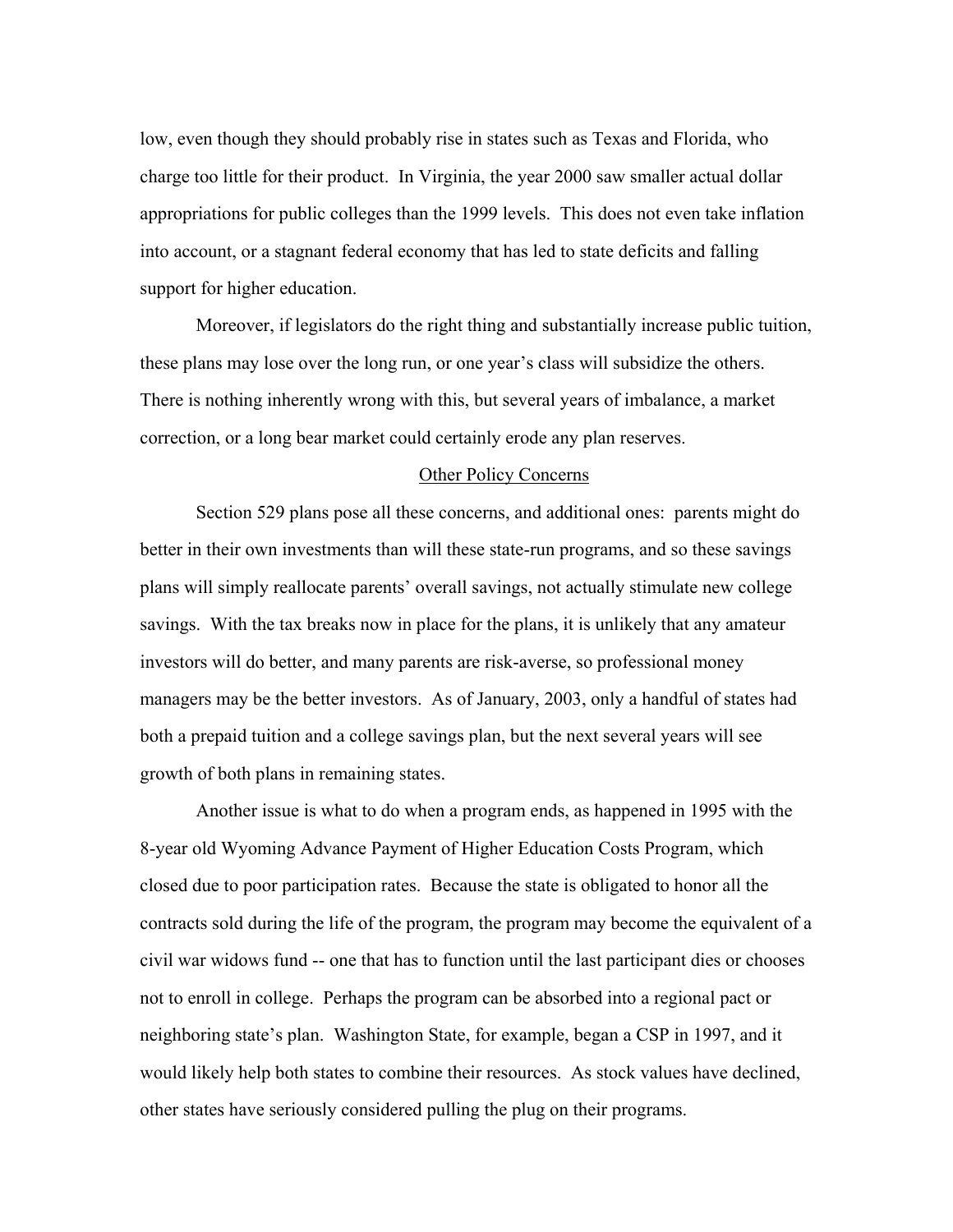low, even though they should probably rise in states such as Texas and Florida, who charge too little for their product. In Virginia, the year 2000 saw smaller actual dollar appropriations for public colleges than the 1999 levels. This does not even take inflation into account, or a stagnant federal economy that has led to state deficits and falling support for higher education.

Moreover, if legislators do the right thing and substantially increase public tuition, these plans may lose over the long run, or one year's class will subsidize the others. There is nothing inherently wrong with this, but several years of imbalance, a market correction, or a long bear market could certainly erode any plan reserves.

## Other Policy Concerns

Section 529 plans pose all these concerns, and additional ones: parents might do better in their own investments than will these state-run programs, and so these savings plans will simply reallocate parents' overall savings, not actually stimulate new college savings. With the tax breaks now in place for the plans, it is unlikely that any amateur investors will do better, and many parents are risk-averse, so professional money managers may be the better investors. As of January, 2003, only a handful of states had both a prepaid tuition and a college savings plan, but the next several years will see growth of both plans in remaining states.

Another issue is what to do when a program ends, as happened in 1995 with the 8-year old Wyoming Advance Payment of Higher Education Costs Program, which closed due to poor participation rates. Because the state is obligated to honor all the contracts sold during the life of the program, the program may become the equivalent of a civil war widows fund -- one that has to function until the last participant dies or chooses not to enroll in college. Perhaps the program can be absorbed into a regional pact or neighboring state's plan. Washington State, for example, began a CSP in 1997, and it would likely help both states to combine their resources. As stock values have declined, other states have seriously considered pulling the plug on their programs.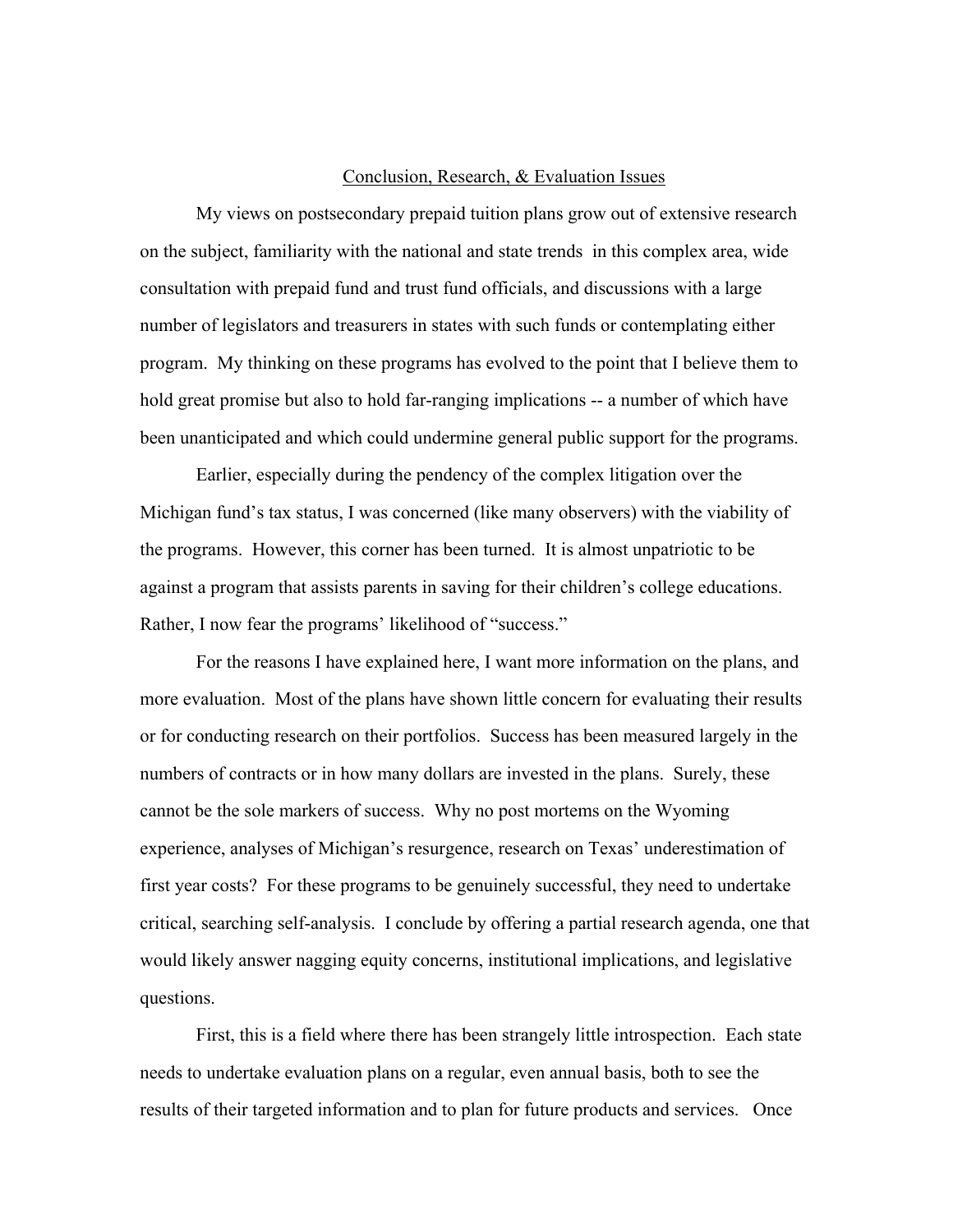## Conclusion, Research, & Evaluation Issues

My views on postsecondary prepaid tuition plans grow out of extensive research on the subject, familiarity with the national and state trends in this complex area, wide consultation with prepaid fund and trust fund officials, and discussions with a large number of legislators and treasurers in states with such funds or contemplating either program. My thinking on these programs has evolved to the point that I believe them to hold great promise but also to hold far-ranging implications -- a number of which have been unanticipated and which could undermine general public support for the programs.

Earlier, especially during the pendency of the complex litigation over the Michigan fund's tax status, I was concerned (like many observers) with the viability of the programs. However, this corner has been turned. It is almost unpatriotic to be against a program that assists parents in saving for their children's college educations. Rather, I now fear the programs' likelihood of "success."

For the reasons I have explained here, I want more information on the plans, and more evaluation. Most of the plans have shown little concern for evaluating their results or for conducting research on their portfolios. Success has been measured largely in the numbers of contracts or in how many dollars are invested in the plans. Surely, these cannot be the sole markers of success. Why no post mortems on the Wyoming experience, analyses of Michigan's resurgence, research on Texas' underestimation of first year costs? For these programs to be genuinely successful, they need to undertake critical, searching self-analysis. I conclude by offering a partial research agenda, one that would likely answer nagging equity concerns, institutional implications, and legislative questions.

First, this is a field where there has been strangely little introspection. Each state needs to undertake evaluation plans on a regular, even annual basis, both to see the results of their targeted information and to plan for future products and services. Once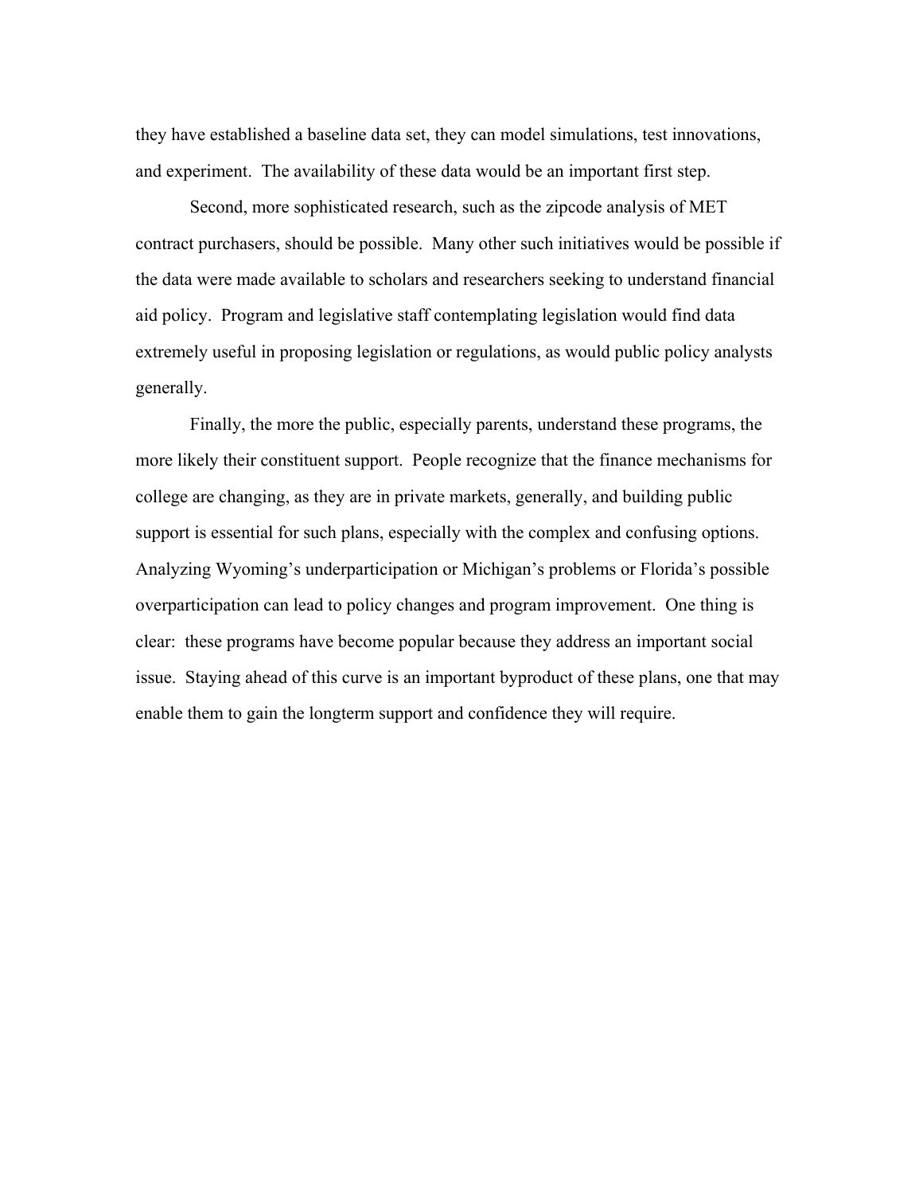they have established a baseline data set, they can model simulations, test innovations, and experiment. The availability of these data would be an important first step.

Second, more sophisticated research, such as the zipcode analysis of MET contract purchasers, should be possible. Many other such initiatives would be possible if the data were made available to scholars and researchers seeking to understand financial aid policy. Program and legislative staff contemplating legislation would find data extremely useful in proposing legislation or regulations, as would public policy analysts generally.

Finally, the more the public, especially parents, understand these programs, the more likely their constituent support. People recognize that the finance mechanisms for college are changing, as they are in private markets, generally, and building public support is essential for such plans, especially with the complex and confusing options. Analyzing Wyoming's underparticipation or Michigan's problems or Florida's possible overparticipation can lead to policy changes and program improvement. One thing is clear: these programs have become popular because they address an important social issue. Staying ahead of this curve is an important byproduct of these plans, one that may enable them to gain the longterm support and confidence they will require.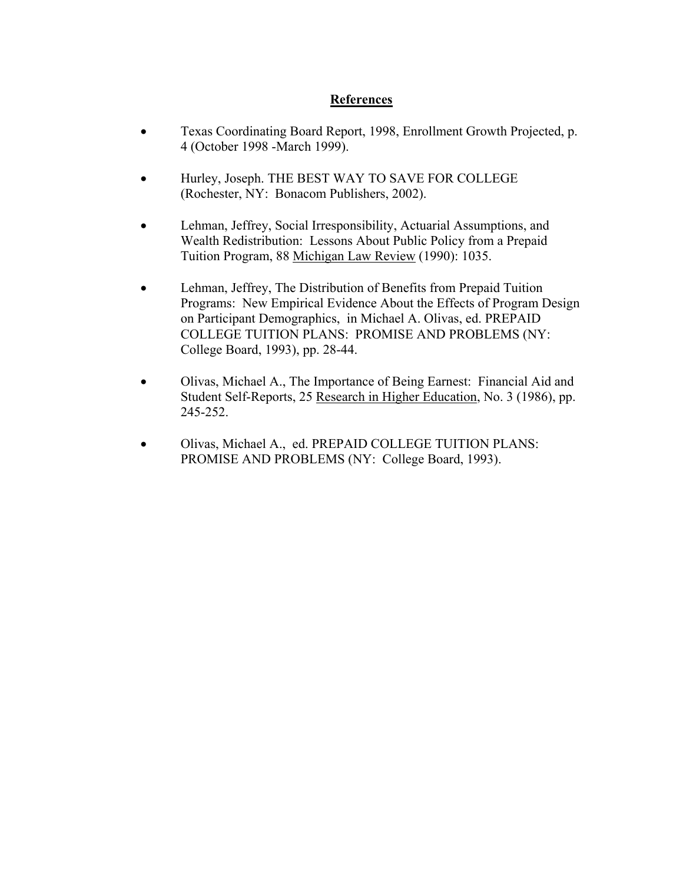## References

- Texas Coordinating Board Report, 1998, Enrollment Growth Projected, p. 4 (October 1998 -March 1999).
- Hurley, Joseph. THE BEST WAY TO SAVE FOR COLLEGE (Rochester, NY: Bonacom Publishers, 2002).
- Lehman, Jeffrey, Social Irresponsibility, Actuarial Assumptions, and Wealth Redistribution: Lessons About Public Policy from a Prepaid Tuition Program, 88 Michigan Law Review (1990): 1035.
- Lehman, Jeffrey, The Distribution of Benefits from Prepaid Tuition Programs: New Empirical Evidence About the Effects of Program Design on Participant Demographics, in Michael A. Olivas, ed. PREPAID COLLEGE TUITION PLANS: PROMISE AND PROBLEMS (NY: College Board, 1993), pp. 28-44.
- Olivas, Michael A., The Importance of Being Earnest: Financial Aid and Student Self-Reports, 25 Research in Higher Education, No. 3 (1986), pp. 245-252.
- Olivas, Michael A., ed. PREPAID COLLEGE TUITION PLANS: PROMISE AND PROBLEMS (NY: College Board, 1993).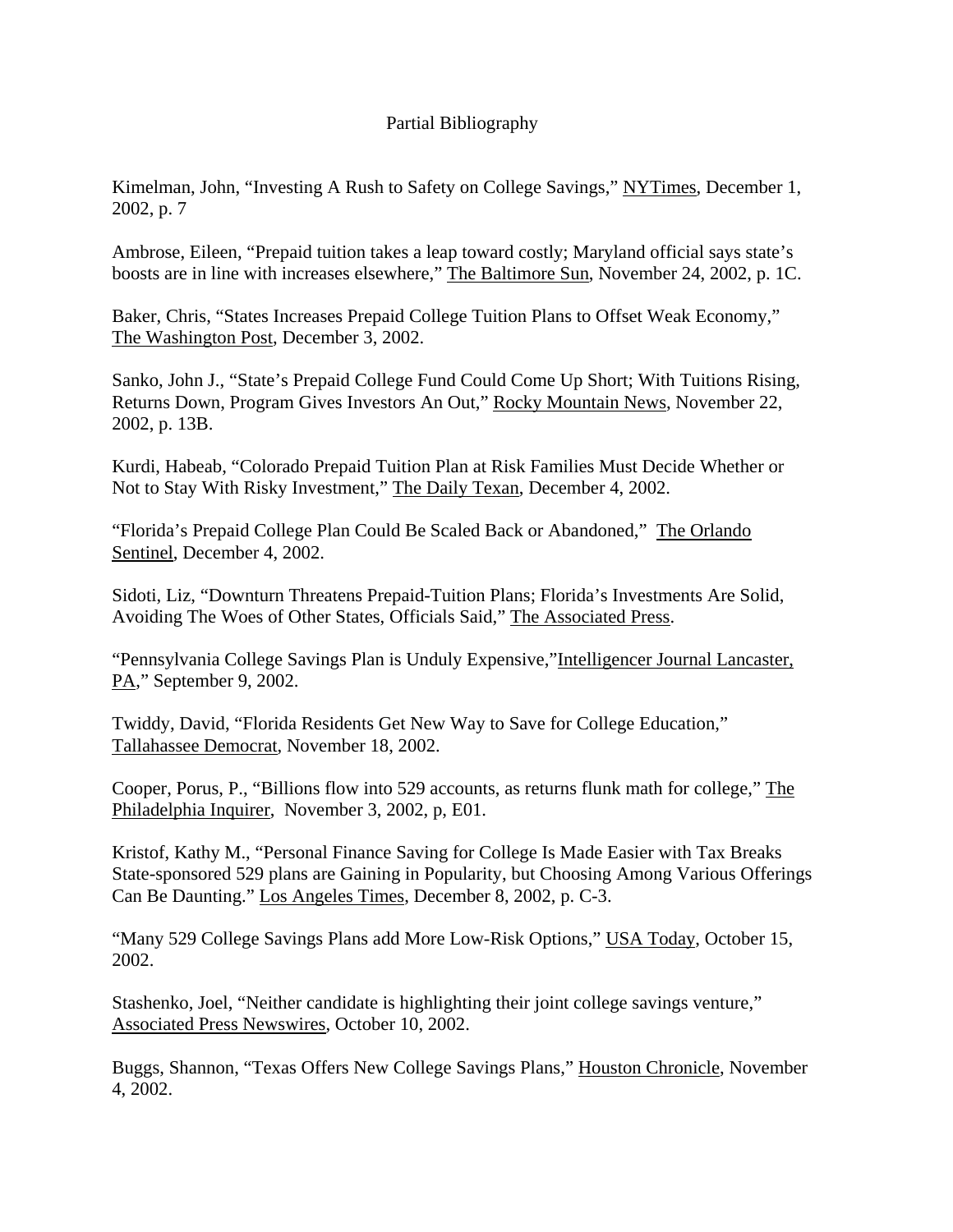# Partial Bibliography

Kimelman, John, "Investing A Rush to Safety on College Savings," NYTimes, December 1, 2002, p. 7

Ambrose, Eileen, "Prepaid tuition takes a leap toward costly; Maryland official says state's boosts are in line with increases elsewhere," The Baltimore Sun, November 24, 2002, p. 1C.

Baker, Chris, "States Increases Prepaid College Tuition Plans to Offset Weak Economy," The Washington Post, December 3, 2002.

Sanko, John J., "State's Prepaid College Fund Could Come Up Short; With Tuitions Rising, Returns Down, Program Gives Investors An Out," Rocky Mountain News, November 22, 2002, p. 13B.

Kurdi, Habeab, "Colorado Prepaid Tuition Plan at Risk Families Must Decide Whether or Not to Stay With Risky Investment," The Daily Texan, December 4, 2002.

"Florida's Prepaid College Plan Could Be Scaled Back or Abandoned," The Orlando Sentinel, December 4, 2002.

Sidoti, Liz, "Downturn Threatens Prepaid-Tuition Plans; Florida's Investments Are Solid, Avoiding The Woes of Other States, Officials Said," The Associated Press.

"Pennsylvania College Savings Plan is Unduly Expensive,"Intelligencer Journal Lancaster, PA," September 9, 2002.

Twiddy, David, "Florida Residents Get New Way to Save for College Education," Tallahassee Democrat, November 18, 2002.

Cooper, Porus, P., "Billions flow into 529 accounts, as returns flunk math for college," The Philadelphia Inquirer, November 3, 2002, p, E01.

Kristof, Kathy M., "Personal Finance Saving for College Is Made Easier with Tax Breaks State-sponsored 529 plans are Gaining in Popularity, but Choosing Among Various Offerings Can Be Daunting." Los Angeles Times, December 8, 2002, p. C-3.

"Many 529 College Savings Plans add More Low-Risk Options," USA Today, October 15, 2002.

Stashenko, Joel, "Neither candidate is highlighting their joint college savings venture," Associated Press Newswires, October 10, 2002.

Buggs, Shannon, "Texas Offers New College Savings Plans," Houston Chronicle, November 4, 2002.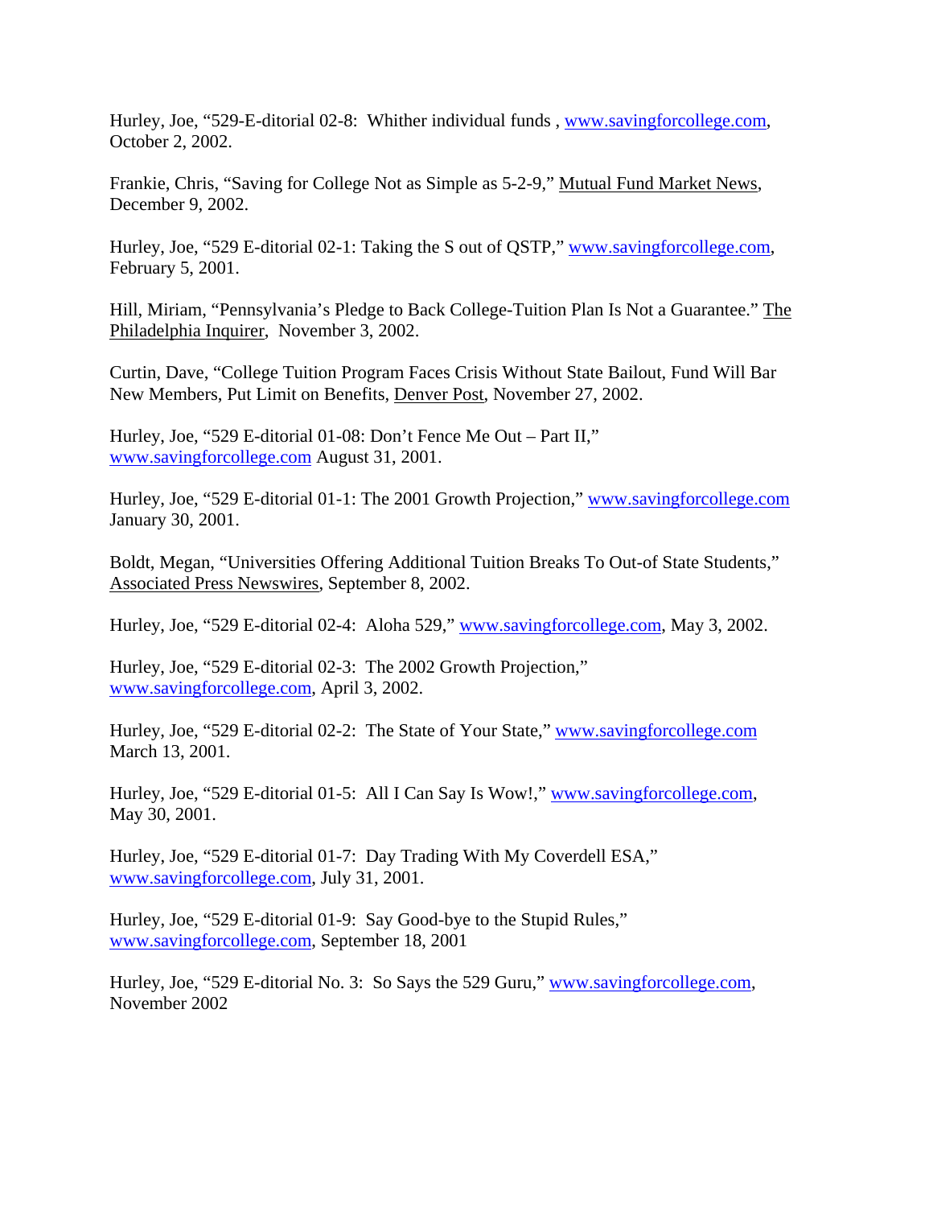Hurley, Joe, "529-E-ditorial 02-8:  Whither individual funds , www.savingforcollege.com, October 2, 2002.

Frankie, Chris, "Saving for College Not as Simple as 5-2-9," Mutual Fund Market News, December 9, 2002.

Hurley, Joe, "529 E-ditorial 02-1: Taking the S out of QSTP," www.savingforcollege.com, February 5, 2001.

Hill, Miriam, "Pennsylvania's Pledge to Back College-Tuition Plan Is Not a Guarantee." The Philadelphia Inquirer,  November 3, 2002.

Curtin, Dave, "College Tuition Program Faces Crisis Without State Bailout, Fund Will Bar New Members, Put Limit on Benefits, Denver Post, November 27, 2002.

Hurley, Joe, "529 E-ditorial 01-08: Don't Fence Me Out – Part II," www.savingforcollege.com August 31, 2001.

Hurley, Joe, "529 E-ditorial 01-1: The 2001 Growth Projection," www.savingforcollege.com January 30, 2001.

Boldt, Megan, "Universities Offering Additional Tuition Breaks To Out-of State Students," Associated Press Newswires, September 8, 2002.

Hurley, Joe, "529 E-ditorial 02-4:  Aloha 529," www.savingforcollege.com, May 3, 2002.

Hurley, Joe, "529 E-ditorial 02-3:  The 2002 Growth Projection," www.savingforcollege.com, April 3, 2002.

Hurley, Joe, "529 E-ditorial 02-2:  The State of Your State," www.savingforcollege.com March 13, 2001.

Hurley, Joe, "529 E-ditorial 01-5:  All I Can Say Is Wow!," www.savingforcollege.com, May 30, 2001.

Hurley, Joe, "529 E-ditorial 01-7:  Day Trading With My Coverdell ESA," www.savingforcollege.com, July 31, 2001.

Hurley, Joe, "529 E-ditorial 01-9:  Say Good-bye to the Stupid Rules," www.savingforcollege.com, September 18, 2001

Hurley, Joe, "529 E-ditorial No. 3:  So Says the 529 Guru," www.savingforcollege.com, November 2002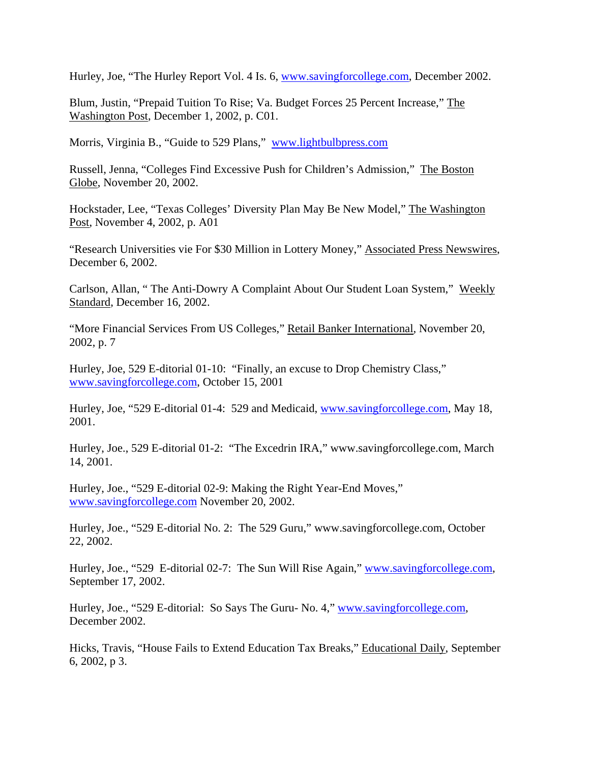Hurley, Joe, "The Hurley Report Vol. 4 Is. 6, www.savingforcollege.com, December 2002.

Blum, Justin, "Prepaid Tuition To Rise; Va. Budget Forces 25 Percent Increase," The Washington Post, December 1, 2002, p. C01.

Morris, Virginia B., "Guide to 529 Plans," www.lightbulbpress.com

Russell, Jenna, "Colleges Find Excessive Push for Children's Admission," The Boston Globe, November 20, 2002.

Hockstader, Lee, "Texas Colleges' Diversity Plan May Be New Model," The Washington Post, November 4, 2002, p. A01

"Research Universities vie For $30 Million in Lottery Money," Associated Press Newswires, December 6, 2002.

Carlson, Allan, " The Anti-Dowry A Complaint About Our Student Loan System," Weekly Standard, December 16, 2002.

"More Financial Services From US Colleges," Retail Banker International, November 20, 2002, p. 7

Hurley, Joe, 529 E-ditorial 01-10: "Finally, an excuse to Drop Chemistry Class," www.savingforcollege.com, October 15, 2001

Hurley, Joe, "529 E-ditorial 01-4: 529 and Medicaid, www.savingforcollege.com, May 18, 2001.

Hurley, Joe., 529 E-ditorial 01-2: "The Excedrin IRA," www.savingforcollege.com, March 14, 2001.

Hurley, Joe., "529 E-ditorial 02-9: Making the Right Year-End Moves," www.savingforcollege.com November 20, 2002.

Hurley, Joe., "529 E-ditorial No. 2: The 529 Guru," www.savingforcollege.com, October 22, 2002.

Hurley, Joe., "529 E-ditorial 02-7: The Sun Will Rise Again," www.savingforcollege.com, September 17, 2002.

Hurley, Joe., "529 E-ditorial: So Says The Guru- No. 4," www.savingforcollege.com, December 2002.

Hicks, Travis, "House Fails to Extend Education Tax Breaks," Educational Daily, September 6, 2002, p 3.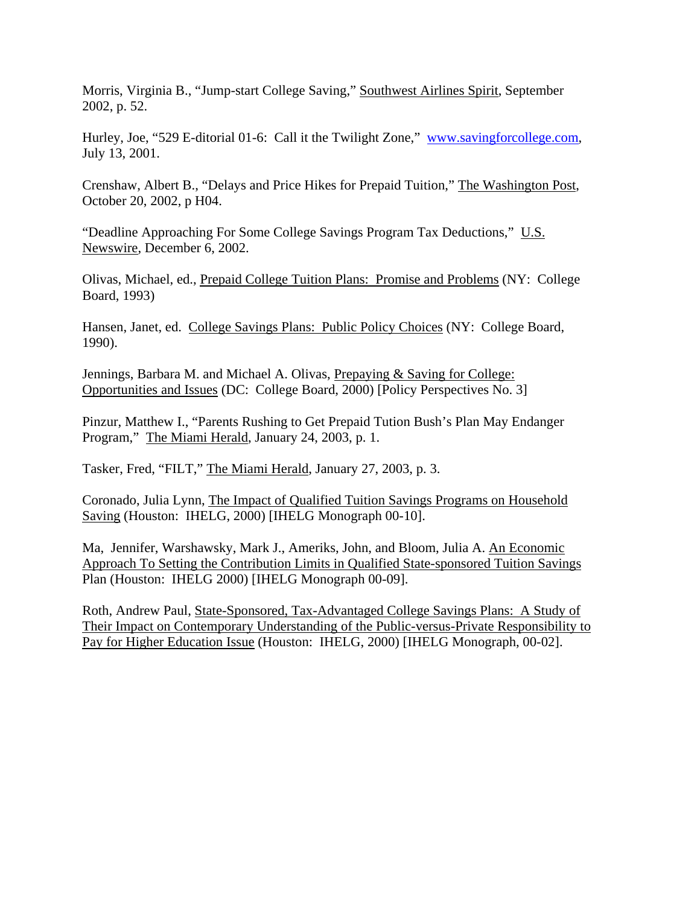Morris, Virginia B., "Jump-start College Saving," Southwest Airlines Spirit, September 2002, p. 52.

Hurley, Joe, "529 E-ditorial 01-6: Call it the Twilight Zone," www.savingforcollege.com, July 13, 2001.

Crenshaw, Albert B., "Delays and Price Hikes for Prepaid Tuition," The Washington Post, October 20, 2002, p H04.

"Deadline Approaching For Some College Savings Program Tax Deductions," U.S. Newswire, December 6, 2002.

Olivas, Michael, ed., Prepaid College Tuition Plans: Promise and Problems (NY: College Board, 1993)

Hansen, Janet, ed. College Savings Plans: Public Policy Choices (NY: College Board, 1990).

Jennings, Barbara M. and Michael A. Olivas, Prepaying & Saving for College: Opportunities and Issues (DC: College Board, 2000) [Policy Perspectives No. 3]

Pinzur, Matthew I., "Parents Rushing to Get Prepaid Tution Bush's Plan May Endanger Program," The Miami Herald, January 24, 2003, p. 1.

Tasker, Fred, "FILT," The Miami Herald, January 27, 2003, p. 3.

Coronado, Julia Lynn, The Impact of Qualified Tuition Savings Programs on Household Saving (Houston: IHELG, 2000) [IHELG Monograph 00-10].

Ma, Jennifer, Warshawsky, Mark J., Ameriks, John, and Bloom, Julia A. An Economic Approach To Setting the Contribution Limits in Qualified State-sponsored Tuition Savings Plan (Houston: IHELG 2000) [IHELG Monograph 00-09].

Roth, Andrew Paul, State-Sponsored, Tax-Advantaged College Savings Plans: A Study of Their Impact on Contemporary Understanding of the Public-versus-Private Responsibility to Pay for Higher Education Issue (Houston: IHELG, 2000) [IHELG Monograph, 00-02].